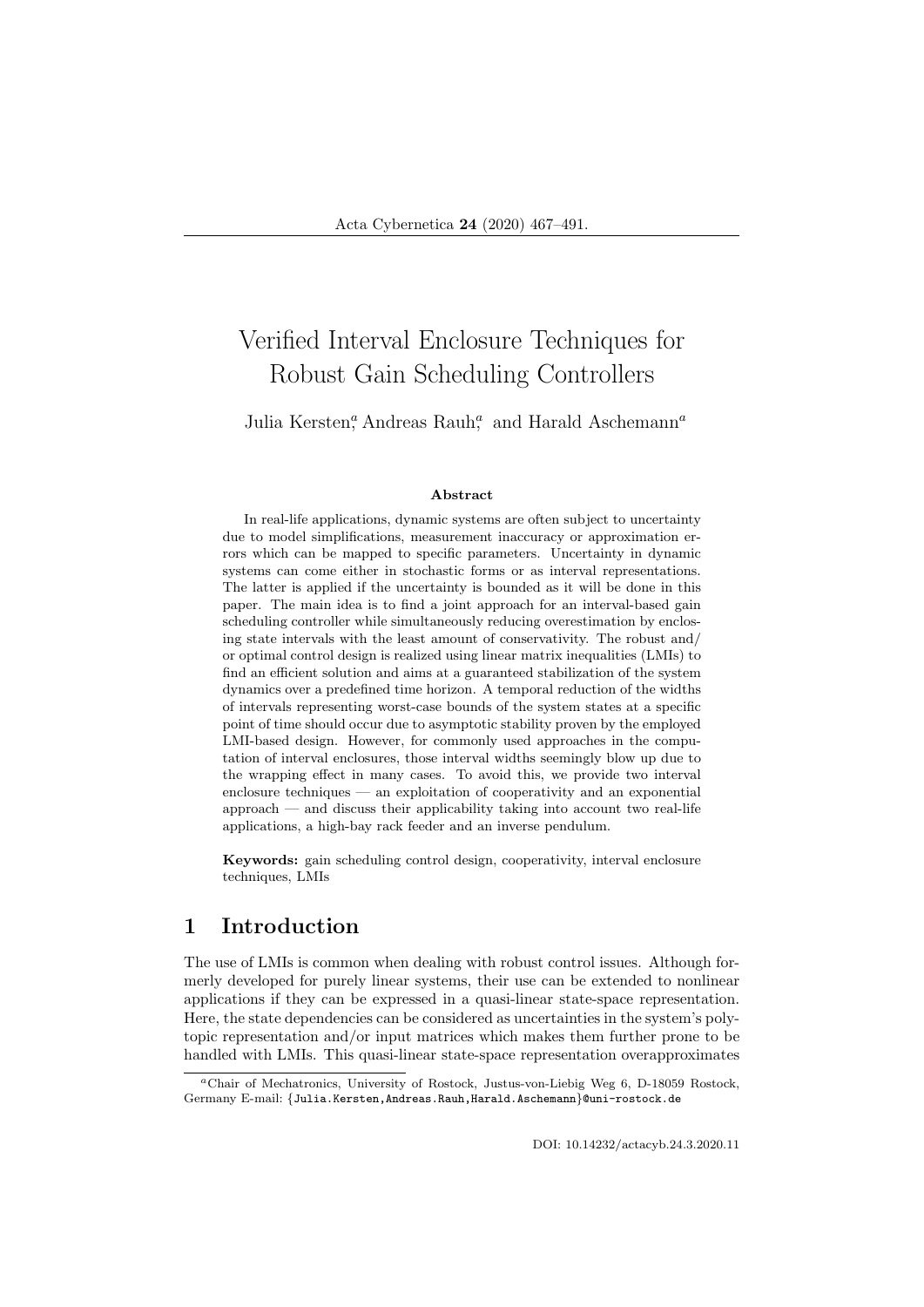# Verified Interval Enclosure Techniques for Robust Gain Scheduling Controllers

Julia Kersten[a], Andreas Rauh[a], and Harald Aschemann[a]

### Abstract

In real-life applications, dynamic systems are often subject to uncertainty due to model simplifications, measurement inaccuracy or approximation errors which can be mapped to specific parameters. Uncertainty in dynamic systems can come either in stochastic forms or as interval representations. The latter is applied if the uncertainty is bounded as it will be done in this paper. The main idea is to find a joint approach for an interval-based gain scheduling controller while simultaneously reducing overestimation by enclosing state intervals with the least amount of conservativity. The robust and/or optimal control design is realized using linear matrix inequalities (LMIs) to find an efficient solution and aims at a guaranteed stabilization of the system dynamics over a predefined time horizon. A temporal reduction of the widths of intervals representing worst-case bounds of the system states at a specific point of time should occur due to asymptotic stability proven by the employed LMI-based design. However, for commonly used approaches in the computation of interval enclosures, those interval widths seemingly blow up due to the wrapping effect in many cases. To avoid this, we provide two interval enclosure techniques — an exploitation of cooperativity and an exponential approach — and discuss their applicability taking into account two real-life applications, a high-bay rack feeder and an inverse pendulum.

**Keywords:** gain scheduling control design, cooperativity, interval enclosure techniques, LMIs

## 1 Introduction

The use of LMIs is common when dealing with robust control issues. Although formerly developed for purely linear systems, their use can be extended to nonlinear applications if they can be expressed in a quasi-linear state-space representation. Here, the state dependencies can be considered as uncertainties in the system's polytopic representation and/or input matrices which makes them further prone to be handled with LMIs. This quasi-linear state-space representation overapproximates

[a]Chair of Mechatronics, University of Rostock, Justus-von-Liebig Weg 6, D-18059 Rostock, Germany E-mail: {Julia.Kersten,Andreas.Rauh,Harald.Aschemann}@uni-rostock.de

DOI: 10.14232/actacyb.24.3.2020.11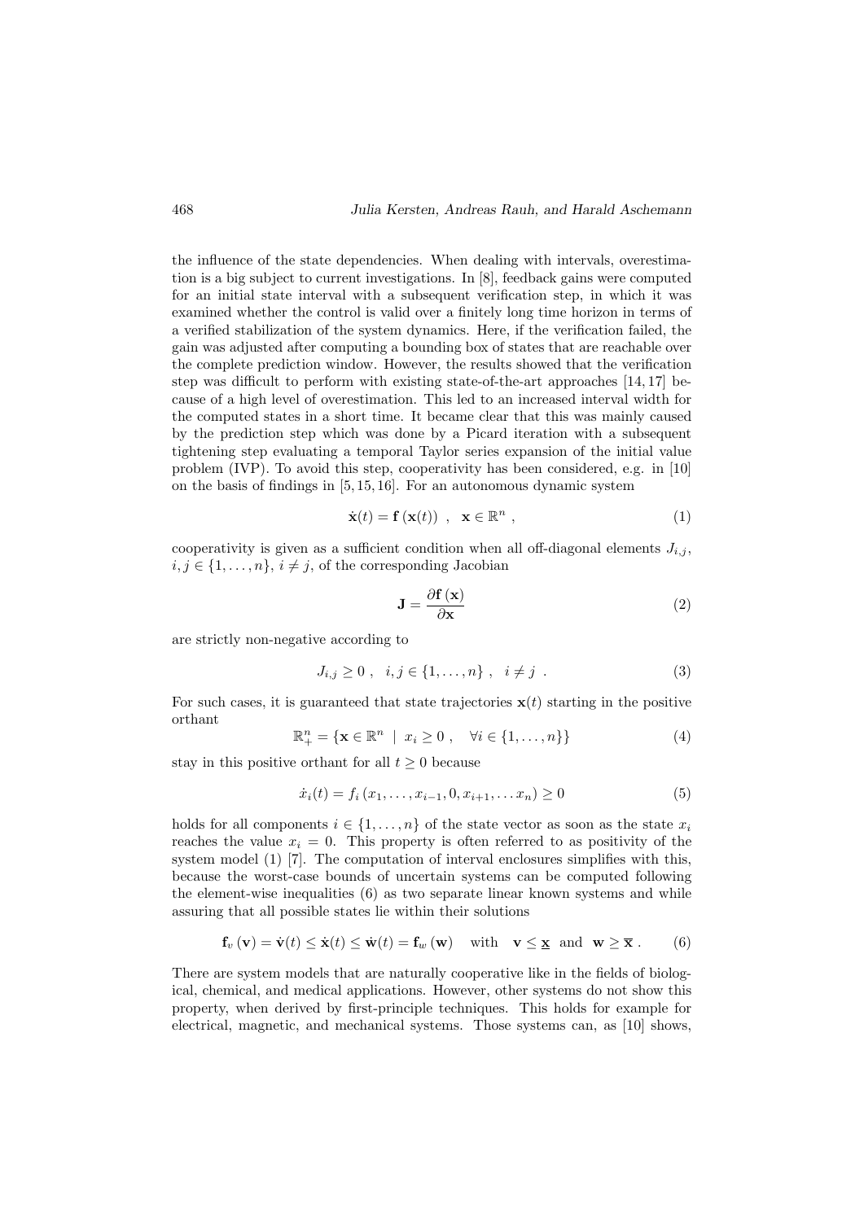the influence of the state dependencies. When dealing with intervals, overestimation is a big subject to current investigations. In [8], feedback gains were computed for an initial state interval with a subsequent verification step, in which it was examined whether the control is valid over a finitely long time horizon in terms of a verified stabilization of the system dynamics. Here, if the verification failed, the gain was adjusted after computing a bounding box of states that are reachable over the complete prediction window. However, the results showed that the verification step was difficult to perform with existing state-of-the-art approaches [14, 17] because of a high level of overestimation. This led to an increased interval width for the computed states in a short time. It became clear that this was mainly caused by the prediction step which was done by a Picard iteration with a subsequent tightening step evaluating a temporal Taylor series expansion of the initial value problem (IVP). To avoid this step, cooperativity has been considered, e.g. in [10] on the basis of findings in [5, 15, 16]. For an autonomous dynamic system

$$\dot{\mathbf{x}}(t) = \mathbf{f}\left(\mathbf{x}(t)\right) \ , \quad \mathbf{x} \in \mathbb{R}^n \ , \tag{1}$$

cooperativity is given as a sufficient condition when all off-diagonal elements $J_{i,j}$, $i, j \in \{1, \ldots, n\}$, $i \neq j$, of the corresponding Jacobian

$$\mathbf{J} = \frac{\partial \mathbf{f}\left(\mathbf{x}\right)}{\partial \mathbf{x}} \tag{2}$$

are strictly non-negative according to

$$J_{i,j} \geq 0 \ , \quad i, j \in \{1, \ldots, n\} \ , \quad i \neq j \ . \tag{3}$$

For such cases, it is guaranteed that state trajectories $\mathbf{x}(t)$ starting in the positive orthant

$$\mathbb{R}^n_+ = \{\mathbf{x} \in \mathbb{R}^n \ | \ x_i \geq 0 \ , \quad \forall i \in \{1, \ldots, n\}\} \tag{4}$$

stay in this positive orthant for all $t \geq 0$ because

$$\dot{x}_i(t) = f_i\left(x_1, \ldots, x_{i-1}, 0, x_{i+1}, \ldots x_n\right) \geq 0 \tag{5}$$

holds for all components $i \in \{1, \ldots, n\}$ of the state vector as soon as the state $x_i$ reaches the value $x_i = 0$. This property is often referred to as positivity of the system model (1) [7]. The computation of interval enclosures simplifies with this, because the worst-case bounds of uncertain systems can be computed following the element-wise inequalities (6) as two separate linear known systems and while assuring that all possible states lie within their solutions

$$\mathbf{f}_v\left(\mathbf{v}\right) = \dot{\mathbf{v}}(t) \leq \dot{\mathbf{x}}(t) \leq \dot{\mathbf{w}}(t) = \mathbf{f}_w\left(\mathbf{w}\right) \quad \text{with} \quad \mathbf{v} \leq \underline{\mathbf{x}} \ \text{ and } \ \mathbf{w} \geq \overline{\mathbf{x}} \ . \tag{6}$$

There are system models that are naturally cooperative like in the fields of biological, chemical, and medical applications. However, other systems do not show this property, when derived by first-principle techniques. This holds for example for electrical, magnetic, and mechanical systems. Those systems can, as [10] shows,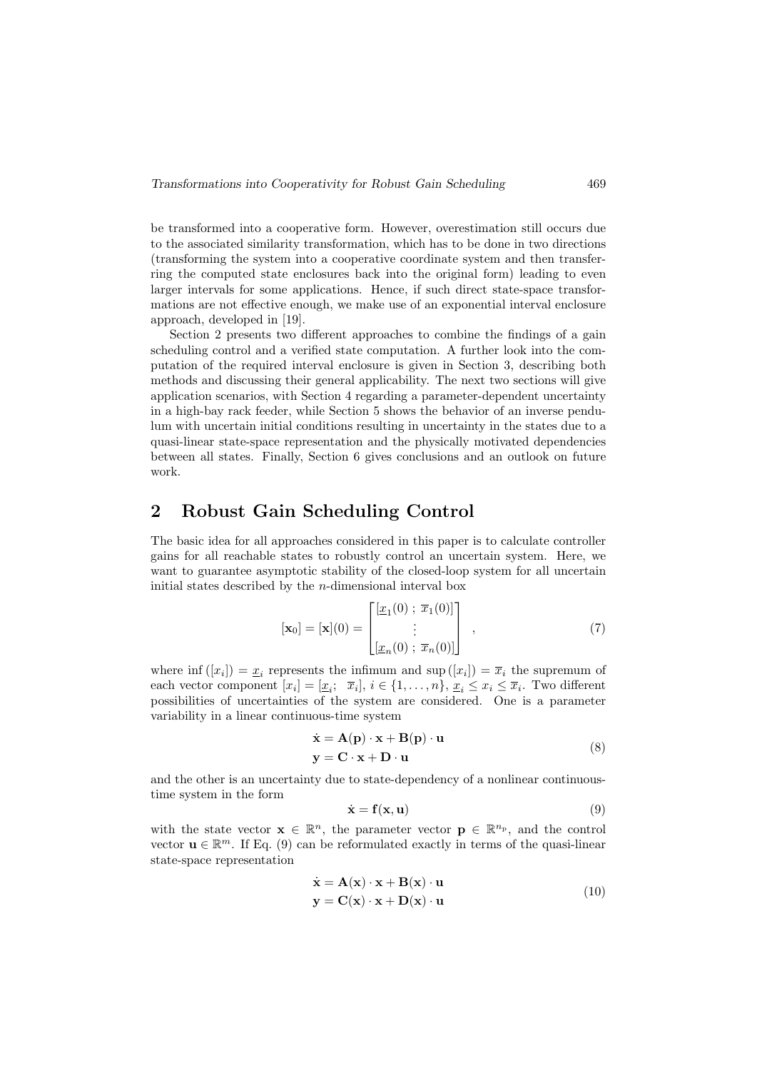be transformed into a cooperative form. However, overestimation still occurs due to the associated similarity transformation, which has to be done in two directions (transforming the system into a cooperative coordinate system and then transferring the computed state enclosures back into the original form) leading to even larger intervals for some applications. Hence, if such direct state-space transformations are not effective enough, we make use of an exponential interval enclosure approach, developed in [19].

Section 2 presents two different approaches to combine the findings of a gain scheduling control and a verified state computation. A further look into the computation of the required interval enclosure is given in Section 3, describing both methods and discussing their general applicability. The next two sections will give application scenarios, with Section 4 regarding a parameter-dependent uncertainty in a high-bay rack feeder, while Section 5 shows the behavior of an inverse pendulum with uncertain initial conditions resulting in uncertainty in the states due to a quasi-linear state-space representation and the physically motivated dependencies between all states. Finally, Section 6 gives conclusions and an outlook on future work.

## 2 Robust Gain Scheduling Control

The basic idea for all approaches considered in this paper is to calculate controller gains for all reachable states to robustly control an uncertain system. Here, we want to guarantee asymptotic stability of the closed-loop system for all uncertain initial states described by the $n$-dimensional interval box

$$[\mathbf{x}_0] = [\mathbf{x}](0) = \begin{bmatrix} [\underline{x}_1(0)\ ;\ \overline{x}_1(0)] \\ \vdots \\ [\underline{x}_n(0)\ ;\ \overline{x}_n(0)] \end{bmatrix} \quad , \tag{7}$$

where $\inf([x_i]) = \underline{x}_i$ represents the infimum and $\sup([x_i]) = \overline{x}_i$ the supremum of each vector component $[x_i] = [\underline{x}_i;\ \ \overline{x}_i]$, $i \in \{1, \ldots, n\}$, $\underline{x}_i \leq x_i \leq \overline{x}_i$. Two different possibilities of uncertainties of the system are considered. One is a parameter variability in a linear continuous-time system

$$\begin{aligned} \dot{\mathbf{x}} &= \mathbf{A}(\mathbf{p}) \cdot \mathbf{x} + \mathbf{B}(\mathbf{p}) \cdot \mathbf{u} \\ \mathbf{y} &= \mathbf{C} \cdot \mathbf{x} + \mathbf{D} \cdot \mathbf{u} \end{aligned} \tag{8}$$

and the other is an uncertainty due to state-dependency of a nonlinear continuous-time system in the form

$$\dot{\mathbf{x}} = \mathbf{f}(\mathbf{x}, \mathbf{u}) \tag{9}$$

with the state vector $\mathbf{x} \in \mathbb{R}^n$, the parameter vector $\mathbf{p} \in \mathbb{R}^{n_p}$, and the control vector $\mathbf{u} \in \mathbb{R}^m$. If Eq. (9) can be reformulated exactly in terms of the quasi-linear state-space representation

$$\begin{aligned} \dot{\mathbf{x}} &= \mathbf{A}(\mathbf{x}) \cdot \mathbf{x} + \mathbf{B}(\mathbf{x}) \cdot \mathbf{u} \\ \mathbf{y} &= \mathbf{C}(\mathbf{x}) \cdot \mathbf{x} + \mathbf{D}(\mathbf{x}) \cdot \mathbf{u} \end{aligned} \tag{10}$$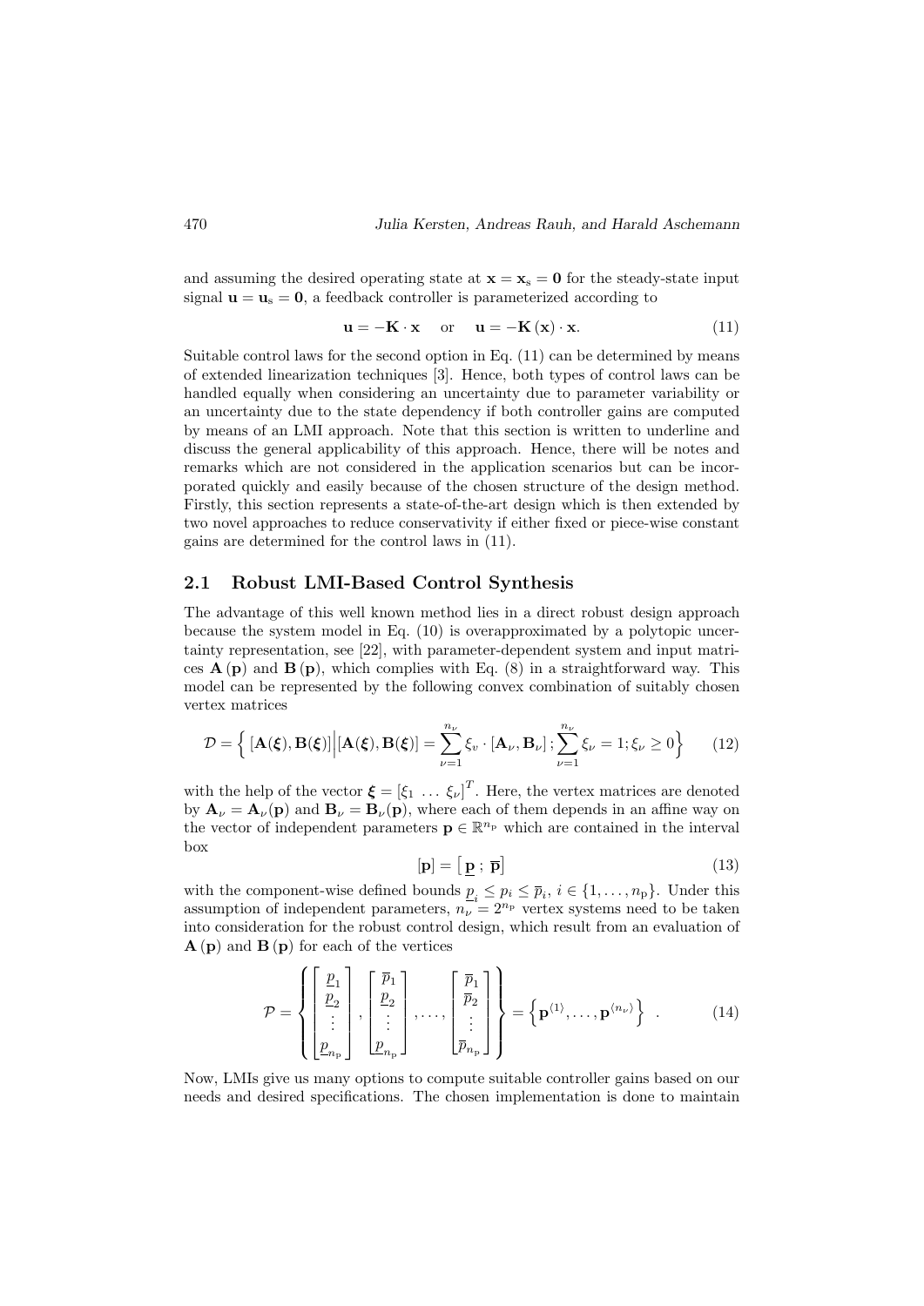and assuming the desired operating state at $\mathbf{x} = \mathbf{x}_\mathrm{s} = \mathbf{0}$ for the steady-state input signal $\mathbf{u} = \mathbf{u}_\mathrm{s} = \mathbf{0}$, a feedback controller is parameterized according to

$$\mathbf{u} = -\mathbf{K} \cdot \mathbf{x} \quad \text{or} \quad \mathbf{u} = -\mathbf{K}\left(\mathbf{x}\right) \cdot \mathbf{x}. \tag{11}$$

Suitable control laws for the second option in Eq. (11) can be determined by means of extended linearization techniques [3]. Hence, both types of control laws can be handled equally when considering an uncertainty due to parameter variability or an uncertainty due to the state dependency if both controller gains are computed by means of an LMI approach. Note that this section is written to underline and discuss the general applicability of this approach. Hence, there will be notes and remarks which are not considered in the application scenarios but can be incorporated quickly and easily because of the chosen structure of the design method. Firstly, this section represents a state-of-the-art design which is then extended by two novel approaches to reduce conservativity if either fixed or piece-wise constant gains are determined for the control laws in (11).

## 2.1 Robust LMI-Based Control Synthesis

The advantage of this well known method lies in a direct robust design approach because the system model in Eq. (10) is overapproximated by a polytopic uncertainty representation, see [22], with parameter-dependent system and input matrices $\mathbf{A}\left(\mathbf{p}\right)$ and $\mathbf{B}\left(\mathbf{p}\right)$, which complies with Eq. (8) in a straightforward way. This model can be represented by the following convex combination of suitably chosen vertex matrices

$$\mathcal{D} = \Big\{ \left[\mathbf{A}(\boldsymbol{\xi}), \mathbf{B}(\boldsymbol{\xi})\right] \Big| \left[\mathbf{A}(\boldsymbol{\xi}), \mathbf{B}(\boldsymbol{\xi})\right] = \sum_{\nu=1}^{n_\nu} \xi_v \cdot \left[\mathbf{A}_\nu, \mathbf{B}_\nu\right]; \sum_{\nu=1}^{n_\nu} \xi_\nu = 1; \xi_\nu \geq 0 \Big\} \tag{12}$$

with the help of the vector $\boldsymbol{\xi} = \left[\xi_1 \; \ldots \; \xi_\nu\right]^T$. Here, the vertex matrices are denoted by $\mathbf{A}_\nu = \mathbf{A}_\nu(\mathbf{p})$ and $\mathbf{B}_\nu = \mathbf{B}_\nu(\mathbf{p})$, where each of them depends in an affine way on the vector of independent parameters $\mathbf{p} \in \mathbb{R}^{n_\mathrm{p}}$ which are contained in the interval box

$$[\mathbf{p}] = \left[\, \underline{\mathbf{p}} \; ; \; \overline{\mathbf{p}} \right] \tag{13}$$

with the component-wise defined bounds $\underline{p}_i \leq p_i \leq \overline{p}_i$, $i \in \{1, \ldots, n_\mathrm{p}\}$. Under this assumption of independent parameters, $n_\nu = 2^{n_\mathrm{p}}$ vertex systems need to be taken into consideration for the robust control design, which result from an evaluation of $\mathbf{A}\left(\mathbf{p}\right)$ and $\mathbf{B}\left(\mathbf{p}\right)$ for each of the vertices

$$\mathcal{P} = \left\{ \begin{bmatrix} \underline{p}_1 \\ \underline{p}_2 \\ \vdots \\ \underline{p}_{n_\mathrm{p}} \end{bmatrix}, \begin{bmatrix} \overline{p}_1 \\ \underline{p}_2 \\ \vdots \\ \underline{p}_{n_\mathrm{p}} \end{bmatrix}, \ldots, \begin{bmatrix} \overline{p}_1 \\ \overline{p}_2 \\ \vdots \\ \overline{p}_{n_\mathrm{p}} \end{bmatrix} \right\} = \left\{ \mathbf{p}^{\langle 1 \rangle}, \ldots, \mathbf{p}^{\langle n_\nu \rangle} \right\} \; . \tag{14}$$

Now, LMIs give us many options to compute suitable controller gains based on our needs and desired specifications. The chosen implementation is done to maintain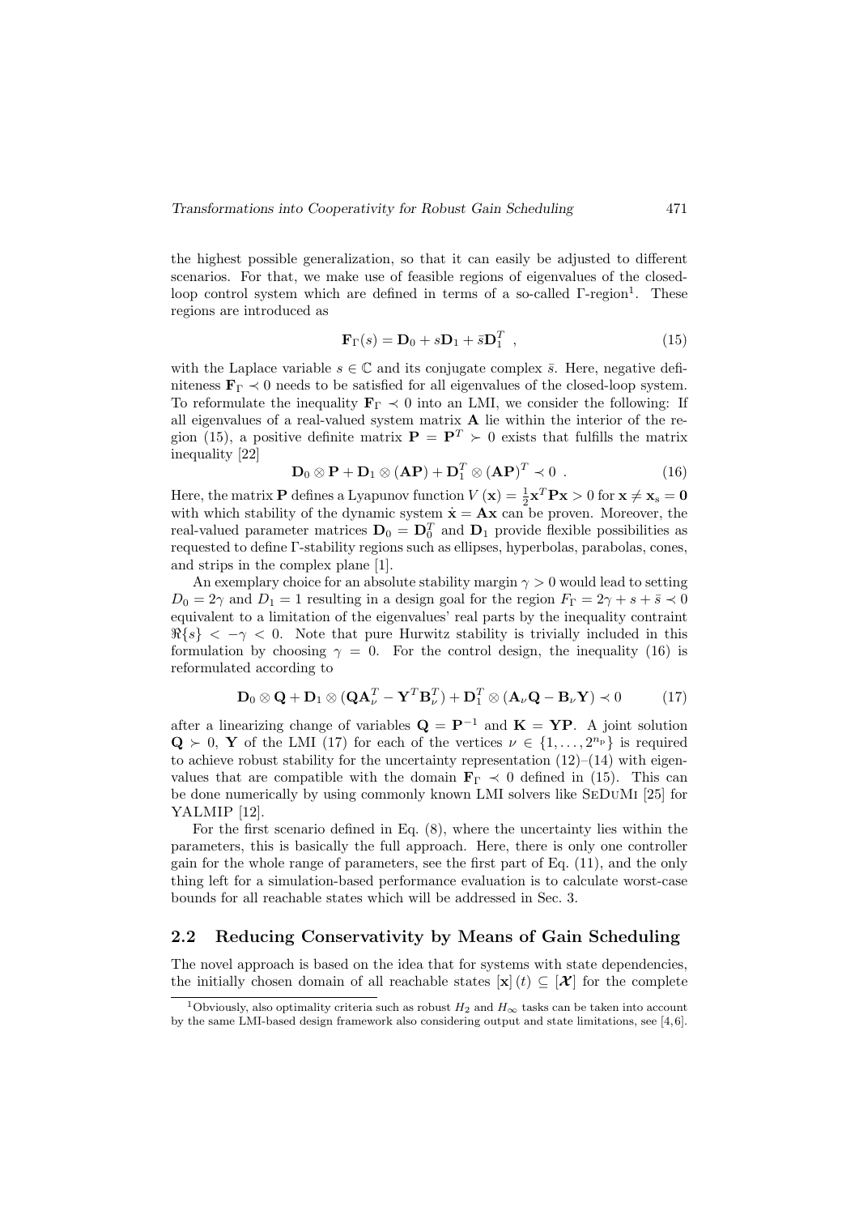the highest possible generalization, so that it can easily be adjusted to different scenarios. For that, we make use of feasible regions of eigenvalues of the closed-loop control system which are defined in terms of a so-called Γ-region[1]. These regions are introduced as

$$\mathbf{F}_{\Gamma}(s) = \mathbf{D}_0 + s\mathbf{D}_1 + \bar{s}\mathbf{D}_1^T \ , \tag{15}$$

with the Laplace variable $s \in \mathbb{C}$ and its conjugate complex $\bar{s}$. Here, negative definiteness $\mathbf{F}_{\Gamma} \prec 0$ needs to be satisfied for all eigenvalues of the closed-loop system. To reformulate the inequality $\mathbf{F}_{\Gamma} \prec 0$ into an LMI, we consider the following: If all eigenvalues of a real-valued system matrix $\mathbf{A}$ lie within the interior of the region (15), a positive definite matrix $\mathbf{P} = \mathbf{P}^T \succ 0$ exists that fulfills the matrix inequality [22]

$$\mathbf{D}_0 \otimes \mathbf{P} + \mathbf{D}_1 \otimes (\mathbf{AP}) + \mathbf{D}_1^T \otimes (\mathbf{AP})^T \prec 0 \ . \tag{16}$$

Here, the matrix $\mathbf{P}$ defines a Lyapunov function $V(\mathbf{x}) = \frac{1}{2}\mathbf{x}^T\mathbf{P}\mathbf{x} > 0$ for $\mathbf{x} \neq \mathbf{x}_s = \mathbf{0}$ with which stability of the dynamic system $\dot{\mathbf{x}} = \mathbf{A}\mathbf{x}$ can be proven. Moreover, the real-valued parameter matrices $\mathbf{D}_0 = \mathbf{D}_0^T$ and $\mathbf{D}_1$ provide flexible possibilities as requested to define Γ-stability regions such as ellipses, hyperbolas, parabolas, cones, and strips in the complex plane [1].

An exemplary choice for an absolute stability margin $\gamma > 0$ would lead to setting $D_0 = 2\gamma$ and $D_1 = 1$ resulting in a design goal for the region $F_{\Gamma} = 2\gamma + s + \bar{s} \prec 0$ equivalent to a limitation of the eigenvalues' real parts by the inequality contraint $\Re\{s\} < -\gamma < 0$. Note that pure Hurwitz stability is trivially included in this formulation by choosing $\gamma = 0$. For the control design, the inequality (16) is reformulated according to

$$\mathbf{D}_0 \otimes \mathbf{Q} + \mathbf{D}_1 \otimes (\mathbf{Q}\mathbf{A}_\nu^T - \mathbf{Y}^T\mathbf{B}_\nu^T) + \mathbf{D}_1^T \otimes (\mathbf{A}_\nu\mathbf{Q} - \mathbf{B}_\nu\mathbf{Y}) \prec 0 \tag{17}$$

after a linearizing change of variables $\mathbf{Q} = \mathbf{P}^{-1}$ and $\mathbf{K} = \mathbf{YP}$. A joint solution $\mathbf{Q} \succ 0$, $\mathbf{Y}$ of the LMI (17) for each of the vertices $\nu \in \{1, \ldots, 2^{n_\mathrm{P}}\}$ is required to achieve robust stability for the uncertainty representation (12)–(14) with eigenvalues that are compatible with the domain $\mathbf{F}_{\Gamma} \prec 0$ defined in (15). This can be done numerically by using commonly known LMI solvers like SeDuMi [25] for YALMIP [12].

For the first scenario defined in Eq. (8), where the uncertainty lies within the parameters, this is basically the full approach. Here, there is only one controller gain for the whole range of parameters, see the first part of Eq. (11), and the only thing left for a simulation-based performance evaluation is to calculate worst-case bounds for all reachable states which will be addressed in Sec. 3.

## 2.2 Reducing Conservativity by Means of Gain Scheduling

The novel approach is based on the idea that for systems with state dependencies, the initially chosen domain of all reachable states $[\mathbf{x}](t) \subseteq [\boldsymbol{\mathcal{X}}]$ for the complete

[1] Obviously, also optimality criteria such as robust $H_2$ and $H_\infty$ tasks can be taken into account by the same LMI-based design framework also considering output and state limitations, see [4,6].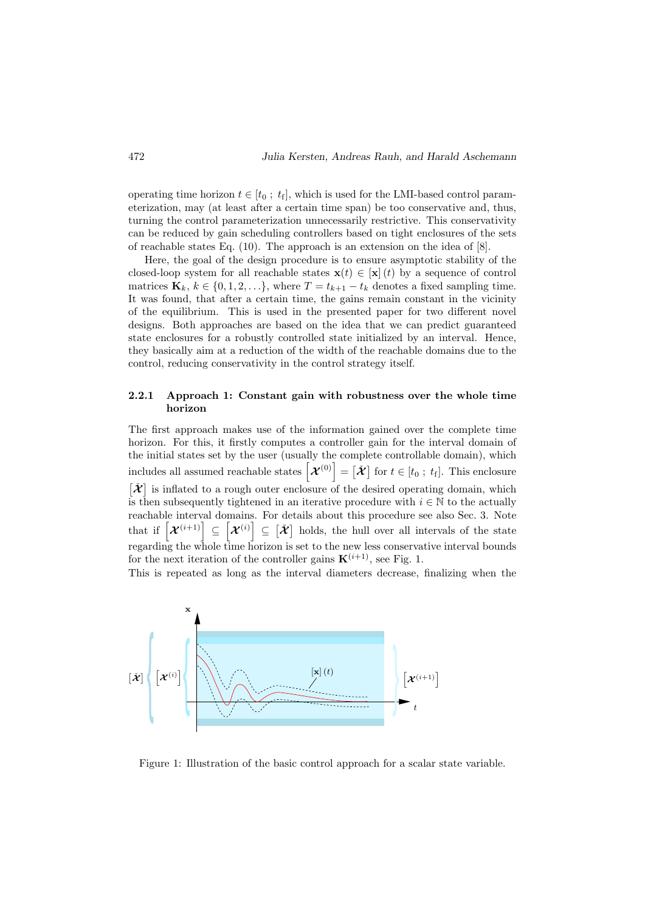operating time horizon $t \in [t_0 \; ; \; t_\mathrm{f}]$, which is used for the LMI-based control parameterization, may (at least after a certain time span) be too conservative and, thus, turning the control parameterization unnecessarily restrictive. This conservativity can be reduced by gain scheduling controllers based on tight enclosures of the sets of reachable states Eq. (10). The approach is an extension on the idea of [8].

Here, the goal of the design procedure is to ensure asymptotic stability of the closed-loop system for all reachable states $\mathbf{x}(t) \in [\mathbf{x}](t)$ by a sequence of control matrices $\mathbf{K}_k$, $k \in \{0, 1, 2, \ldots\}$, where $T = t_{k+1} - t_k$ denotes a fixed sampling time. It was found, that after a certain time, the gains remain constant in the vicinity of the equilibrium. This is used in the presented paper for two different novel designs. Both approaches are based on the idea that we can predict guaranteed state enclosures for a robustly controlled state initialized by an interval. Hence, they basically aim at a reduction of the width of the reachable domains due to the control, reducing conservativity in the control strategy itself.

#### 2.2.1 Approach 1: Constant gain with robustness over the whole time horizon

The first approach makes use of the information gained over the complete time horizon. For this, it firstly computes a controller gain for the interval domain of the initial states set by the user (usually the complete controllable domain), which includes all assumed reachable states $\left[\boldsymbol{\mathcal{X}}^{(0)}\right] = \left[\check{\boldsymbol{\mathcal{X}}}\right]$ for $t \in [t_0 \; ; \; t_\mathrm{f}]$. This enclosure $\left[\check{\boldsymbol{\mathcal{X}}}\right]$ is inflated to a rough outer enclosure of the desired operating domain, which is then subsequently tightened in an iterative procedure with $i \in \mathbb{N}$ to the actually reachable interval domains. For details about this procedure see also Sec. 3. Note that if $\left[\boldsymbol{\mathcal{X}}^{(i+1)}\right] \subseteq \left[\boldsymbol{\mathcal{X}}^{(i)}\right] \subseteq \left[\check{\boldsymbol{\mathcal{X}}}\right]$ holds, the hull over all intervals of the state regarding the whole time horizon is set to the new less conservative interval bounds for the next iteration of the controller gains $\mathbf{K}^{(i+1)}$, see Fig. 1.

This is repeated as long as the interval diameters decrease, finalizing when the

Figure 1: Illustration of the basic control approach for a scalar state variable.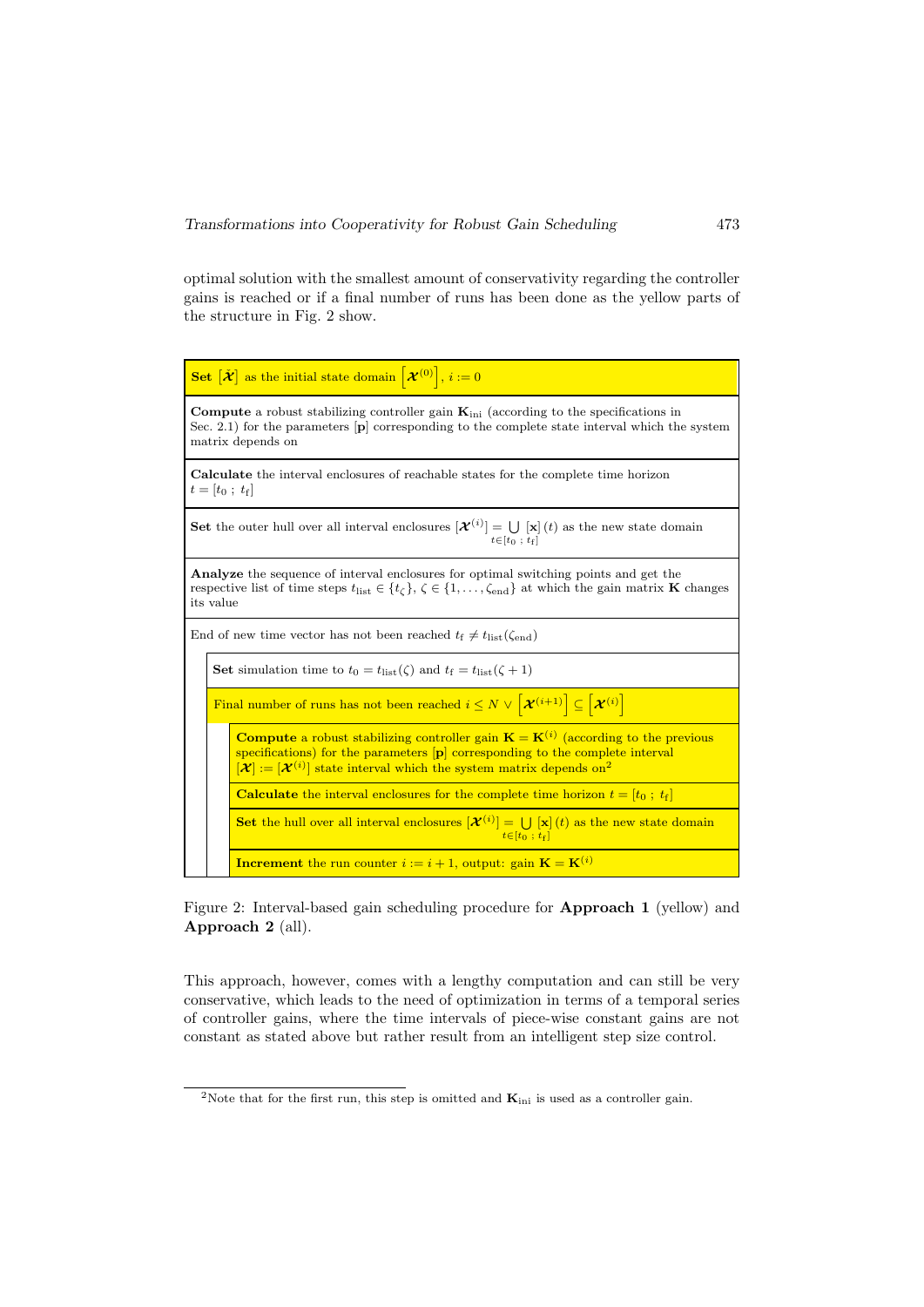optimal solution with the smallest amount of conservativity regarding the controller gains is reached or if a final number of runs has been done as the yellow parts of the structure in Fig. 2 show.

| |
|---|
| **Set** $[\tilde{\boldsymbol{\mathcal{X}}}]$ as the initial state domain $\left[\boldsymbol{\mathcal{X}}^{(0)}\right]$, $i := 0$ |
| **Compute** a robust stabilizing controller gain $\mathbf{K}_{\text{ini}}$ (according to the specifications in Sec. 2.1) for the parameters $[\mathbf{p}]$ corresponding to the complete state interval which the system matrix depends on |
| **Calculate** the interval enclosures of reachable states for the complete time horizon $t = [t_0 \; ; \; t_\text{f}]$ |
| **Set** the outer hull over all interval enclosures $[\boldsymbol{\mathcal{X}}^{(i)}] = \bigcup_{t \in [t_0 \; ; \; t_\text{f}]} [\mathbf{x}]\,(t)$ as the new state domain |
| **Analyze** the sequence of interval enclosures for optimal switching points and get the respective list of time steps $t_{\text{list}} \in \{t_\zeta\}$, $\zeta \in \{1, \ldots, \zeta_{\text{end}}\}$ at which the gain matrix $\mathbf{K}$ changes its value |
| End of new time vector has not been reached $t_\text{f} \neq t_{\text{list}}(\zeta_{\text{end}})$ |
| &nbsp;&nbsp;&nbsp;&nbsp;**Set** simulation time to $t_0 = t_{\text{list}}(\zeta)$ and $t_\text{f} = t_{\text{list}}(\zeta + 1)$ |
| &nbsp;&nbsp;&nbsp;&nbsp;Final number of runs has not been reached $i \leq N \vee \left[\boldsymbol{\mathcal{X}}^{(i+1)}\right] \subseteq \left[\boldsymbol{\mathcal{X}}^{(i)}\right]$ |
| &nbsp;&nbsp;&nbsp;&nbsp;&nbsp;&nbsp;&nbsp;&nbsp;**Compute** a robust stabilizing controller gain $\mathbf{K} = \mathbf{K}^{(i)}$ (according to the previous specifications) for the parameters $[\mathbf{p}]$ corresponding to the complete interval $[\boldsymbol{\mathcal{X}}] := [\boldsymbol{\mathcal{X}}^{(i)}]$ state interval which the system matrix depends on[2] |
| &nbsp;&nbsp;&nbsp;&nbsp;&nbsp;&nbsp;&nbsp;&nbsp;**Calculate** the interval enclosures for the complete time horizon $t = [t_0 \; ; \; t_\text{f}]$ |
| &nbsp;&nbsp;&nbsp;&nbsp;&nbsp;&nbsp;&nbsp;&nbsp;**Set** the hull over all interval enclosures $[\boldsymbol{\mathcal{X}}^{(i)}] = \bigcup_{t \in [t_0 \; ; \; t_\text{f}]} [\mathbf{x}]\,(t)$ as the new state domain |
| &nbsp;&nbsp;&nbsp;&nbsp;&nbsp;&nbsp;&nbsp;&nbsp;**Increment** the run counter $i := i + 1$, output: gain $\mathbf{K} = \mathbf{K}^{(i)}$ |

Figure 2: Interval-based gain scheduling procedure for **Approach 1** (yellow) and **Approach 2** (all).

This approach, however, comes with a lengthy computation and can still be very conservative, which leads to the need of optimization in terms of a temporal series of controller gains, where the time intervals of piece-wise constant gains are not constant as stated above but rather result from an intelligent step size control.

[2] Note that for the first run, this step is omitted and $\mathbf{K}_{\text{ini}}$ is used as a controller gain.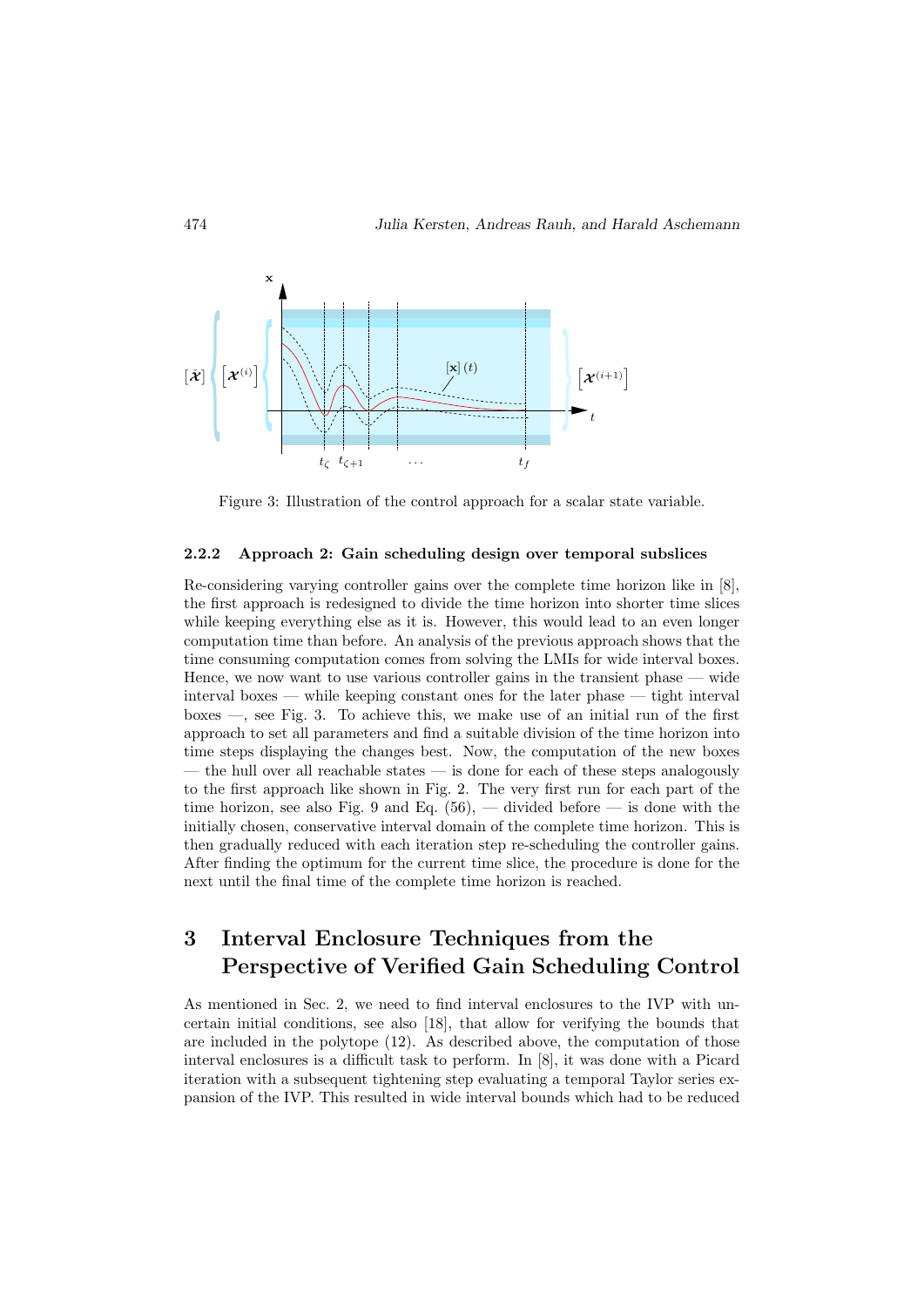Figure 3: Illustration of the control approach for a scalar state variable.

#### 2.2.2 Approach 2: Gain scheduling design over temporal subslices

Re-considering varying controller gains over the complete time horizon like in [8], the first approach is redesigned to divide the time horizon into shorter time slices while keeping everything else as it is. However, this would lead to an even longer computation time than before. An analysis of the previous approach shows that the time consuming computation comes from solving the LMIs for wide interval boxes. Hence, we now want to use various controller gains in the transient phase — wide interval boxes — while keeping constant ones for the later phase — tight interval boxes —, see Fig. 3. To achieve this, we make use of an initial run of the first approach to set all parameters and find a suitable division of the time horizon into time steps displaying the changes best. Now, the computation of the new boxes — the hull over all reachable states — is done for each of these steps analogously to the first approach like shown in Fig. 2. The very first run for each part of the time horizon, see also Fig. 9 and Eq. (56), — divided before — is done with the initially chosen, conservative interval domain of the complete time horizon. This is then gradually reduced with each iteration step re-scheduling the controller gains. After finding the optimum for the current time slice, the procedure is done for the next until the final time of the complete time horizon is reached.

## 3 Interval Enclosure Techniques from the Perspective of Verified Gain Scheduling Control

As mentioned in Sec. 2, we need to find interval enclosures to the IVP with uncertain initial conditions, see also [18], that allow for verifying the bounds that are included in the polytope (12). As described above, the computation of those interval enclosures is a difficult task to perform. In [8], it was done with a Picard iteration with a subsequent tightening step evaluating a temporal Taylor series expansion of the IVP. This resulted in wide interval bounds which had to be reduced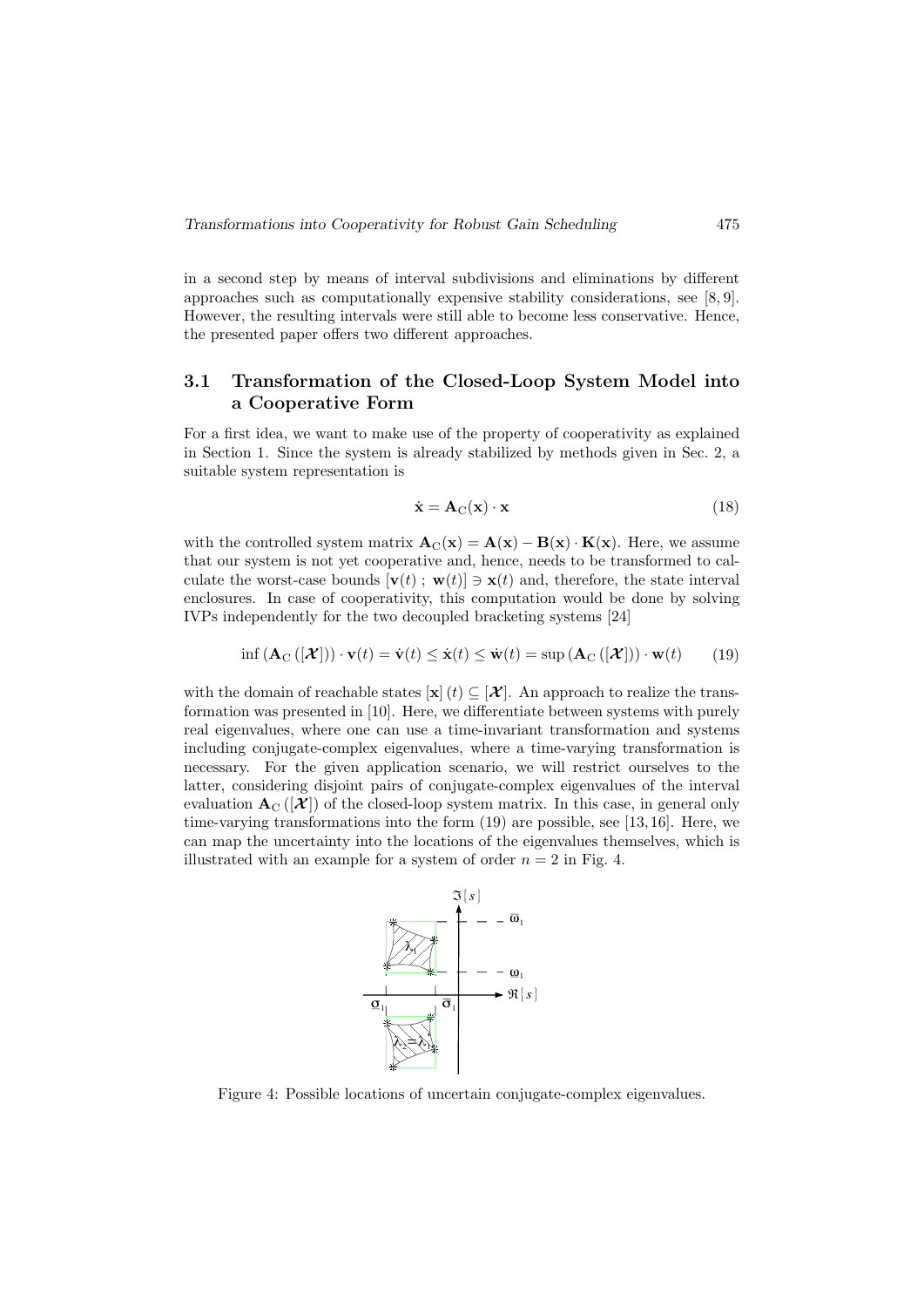in a second step by means of interval subdivisions and eliminations by different approaches such as computationally expensive stability considerations, see [8, 9]. However, the resulting intervals were still able to become less conservative. Hence, the presented paper offers two different approaches.

### 3.1 Transformation of the Closed-Loop System Model into a Cooperative Form

For a first idea, we want to make use of the property of cooperativity as explained in Section 1. Since the system is already stabilized by methods given in Sec. 2, a suitable system representation is

$$\dot{\mathbf{x}} = \mathbf{A}_{\mathrm{C}}(\mathbf{x}) \cdot \mathbf{x} \tag{18}$$

with the controlled system matrix $\mathbf{A}_{\mathrm{C}}(\mathbf{x}) = \mathbf{A}(\mathbf{x}) - \mathbf{B}(\mathbf{x}) \cdot \mathbf{K}(\mathbf{x})$. Here, we assume that our system is not yet cooperative and, hence, needs to be transformed to calculate the worst-case bounds $[\mathbf{v}(t)\ ;\ \mathbf{w}(t)] \ni \mathbf{x}(t)$ and, therefore, the state interval enclosures. In case of cooperativity, this computation would be done by solving IVPs independently for the two decoupled bracketing systems [24]

$$\inf\left(\mathbf{A}_{\mathrm{C}}\left([\boldsymbol{\mathcal{X}}]\right)\right) \cdot \mathbf{v}(t) = \dot{\mathbf{v}}(t) \leq \dot{\mathbf{x}}(t) \leq \dot{\mathbf{w}}(t) = \sup\left(\mathbf{A}_{\mathrm{C}}\left([\boldsymbol{\mathcal{X}}]\right)\right) \cdot \mathbf{w}(t) \tag{19}$$

with the domain of reachable states $[\mathbf{x}](t) \subseteq [\boldsymbol{\mathcal{X}}]$. An approach to realize the transformation was presented in [10]. Here, we differentiate between systems with purely real eigenvalues, where one can use a time-invariant transformation and systems including conjugate-complex eigenvalues, where a time-varying transformation is necessary. For the given application scenario, we will restrict ourselves to the latter, considering disjoint pairs of conjugate-complex eigenvalues of the interval evaluation $\mathbf{A}_{\mathrm{C}}\left([\boldsymbol{\mathcal{X}}]\right)$ of the closed-loop system matrix. In this case, in general only time-varying transformations into the form (19) are possible, see [13, 16]. Here, we can map the uncertainty into the locations of the eigenvalues themselves, which is illustrated with an example for a system of order $n = 2$ in Fig. 4.

Figure 4: Possible locations of uncertain conjugate-complex eigenvalues.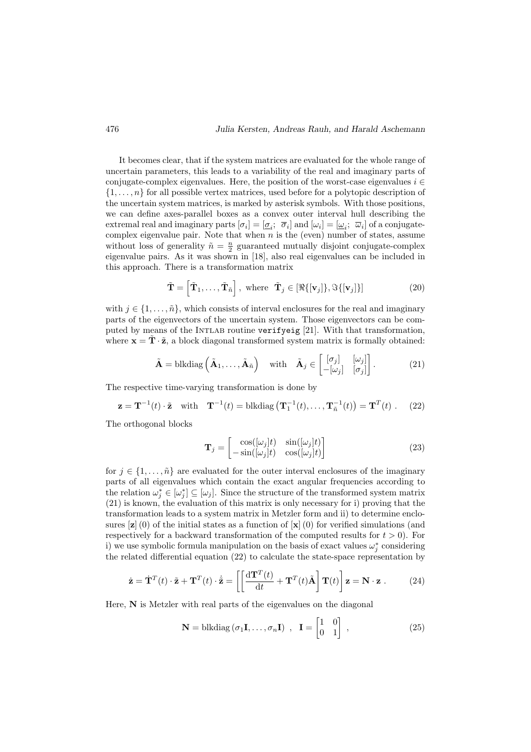It becomes clear, that if the system matrices are evaluated for the whole range of uncertain parameters, this leads to a variability of the real and imaginary parts of conjugate-complex eigenvalues. Here, the position of the worst-case eigenvalues $i \in \{1, \ldots, n\}$ for all possible vertex matrices, used before for a polytopic description of the uncertain system matrices, is marked by asterisk symbols. With those positions, we can define axes-parallel boxes as a convex outer interval hull describing the extremal real and imaginary parts $[\sigma_i] = [\underline{\sigma}_i;\ \overline{\sigma}_i]$ and $[\omega_i] = [\underline{\omega}_i;\ \overline{\omega}_i]$ of a conjugate-complex eigenvalue pair. Note that when $n$ is the (even) number of states, assume without loss of generality $\tilde{n} = \frac{n}{2}$ guaranteed mutually disjoint conjugate-complex eigenvalue pairs. As it was shown in [18], also real eigenvalues can be included in this approach. There is a transformation matrix

$$\tilde{\mathbf{T}} = \left[\tilde{\mathbf{T}}_1, \ldots, \tilde{\mathbf{T}}_{\tilde{n}}\right], \text{ where } \tilde{\mathbf{T}}_j \in [\Re\{[\mathbf{v}_j]\}, \Im\{[\mathbf{v}_j]\}] \tag{20}$$

with $j \in \{1, \ldots, \tilde{n}\}$, which consists of interval enclosures for the real and imaginary parts of the eigenvectors of the uncertain system. Those eigenvectors can be computed by means of the INTLAB routine `verifyeig` [21]. With that transformation, where $\mathbf{x} = \tilde{\mathbf{T}} \cdot \tilde{\mathbf{z}}$, a block diagonal transformed system matrix is formally obtained:

$$\tilde{\mathbf{A}} = \text{blkdiag}\left(\tilde{\mathbf{A}}_1, \ldots, \tilde{\mathbf{A}}_{\tilde{n}}\right) \quad \text{with} \quad \tilde{\mathbf{A}}_j \in \begin{bmatrix} [\sigma_j] & [\omega_j] \\ -[\omega_j] & [\sigma_j] \end{bmatrix}. \tag{21}$$

The respective time-varying transformation is done by

$$\mathbf{z} = \mathbf{T}^{-1}(t) \cdot \tilde{\mathbf{z}} \quad \text{with} \quad \mathbf{T}^{-1}(t) = \text{blkdiag}\left(\mathbf{T}_1^{-1}(t), \ldots, \mathbf{T}_{\tilde{n}}^{-1}(t)\right) = \mathbf{T}^T(t)\ . \tag{22}$$

The orthogonal blocks

$$\mathbf{T}_j = \begin{bmatrix} \cos([\omega_j]t) & \sin([\omega_j]t) \\ -\sin([\omega_j]t) & \cos([\omega_j]t) \end{bmatrix} \tag{23}$$

for $j \in \{1, \ldots, \tilde{n}\}$ are evaluated for the outer interval enclosures of the imaginary parts of all eigenvalues which contain the exact angular frequencies according to the relation $\omega_j^* \in [\omega_j^*] \subseteq [\omega_j]$. Since the structure of the transformed system matrix (21) is known, the evaluation of this matrix is only necessary for i) proving that the transformation leads to a system matrix in Metzler form and ii) to determine enclosures $[\mathbf{z}](0)$ of the initial states as a function of $[\mathbf{x}](0)$ for verified simulations (and respectively for a backward transformation of the computed results for $t > 0$). For i) we use symbolic formula manipulation on the basis of exact values $\omega_j^*$ considering the related differential equation (22) to calculate the state-space representation by

$$\dot{\mathbf{z}} = \dot{\mathbf{T}}^T(t) \cdot \tilde{\mathbf{z}} + \mathbf{T}^T(t) \cdot \dot{\tilde{\mathbf{z}}} = \left[\left[\frac{\mathrm{d}\mathbf{T}^T(t)}{\mathrm{d}t} + \mathbf{T}^T(t)\tilde{\mathbf{A}}\right]\mathbf{T}(t)\right]\mathbf{z} = \mathbf{N} \cdot \mathbf{z}\ . \tag{24}$$

Here, $\mathbf{N}$ is Metzler with real parts of the eigenvalues on the diagonal

$$\mathbf{N} = \text{blkdiag}\left(\sigma_1 \mathbf{I}, \ldots, \sigma_n \mathbf{I}\right)\ , \quad \mathbf{I} = \begin{bmatrix} 1 & 0 \\ 0 & 1 \end{bmatrix}\ , \tag{25}$$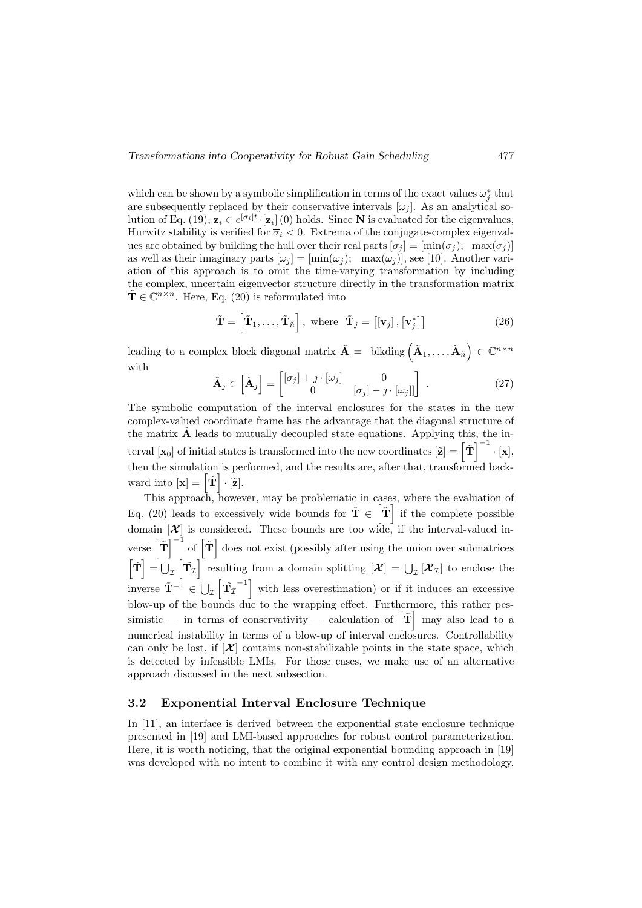which can be shown by a symbolic simplification in terms of the exact values $\omega_j^*$ that are subsequently replaced by their conservative intervals $[\omega_j]$. As an analytical solution of Eq. (19), $\mathbf{z}_i \in e^{[\sigma_i]t} \cdot [\mathbf{z}_i](0)$ holds. Since $\mathbf{N}$ is evaluated for the eigenvalues, Hurwitz stability is verified for $\overline{\sigma}_i < 0$. Extrema of the conjugate-complex eigenvalues are obtained by building the hull over their real parts $[\sigma_j] = [\min(\sigma_j);\ \ \max(\sigma_j)]$ as well as their imaginary parts $[\omega_j] = [\min(\omega_j);\ \ \max(\omega_j)]$, see [10]. Another variation of this approach is to omit the time-varying transformation by including the complex, uncertain eigenvector structure directly in the transformation matrix $\tilde{\mathbf{T}} \in \mathbb{C}^{n\times n}$. Here, Eq. (20) is reformulated into

$$\tilde{\mathbf{T}} = \left[\tilde{\mathbf{T}}_1, \ldots, \tilde{\mathbf{T}}_{\tilde{n}}\right], \text{ where } \tilde{\mathbf{T}}_j = \left[[\mathbf{v}_j], [\mathbf{v}_j^*]\right] \tag{26}$$

leading to a complex block diagonal matrix $\tilde{\mathbf{A}} = \text{ blkdiag}\left(\tilde{\mathbf{A}}_1, \ldots, \tilde{\mathbf{A}}_{\tilde{n}}\right) \in \mathbb{C}^{n\times n}$ with

$$\tilde{\mathbf{A}}_j \in \left[\tilde{\mathbf{A}}_j\right] = \begin{bmatrix} [\sigma_j] + \jmath \cdot [\omega_j] & 0 \\ 0 & [\sigma_j] - \jmath \cdot [\omega_j] \end{bmatrix} . \tag{27}$$

The symbolic computation of the interval enclosures for the states in the new complex-valued coordinate frame has the advantage that the diagonal structure of the matrix $\tilde{\mathbf{A}}$ leads to mutually decoupled state equations. Applying this, the interval $[\mathbf{x}_0]$ of initial states is transformed into the new coordinates $[\tilde{\mathbf{z}}] = \left[\tilde{\mathbf{T}}\right]^{-1} \cdot [\mathbf{x}]$, then the simulation is performed, and the results are, after that, transformed backward into $[\mathbf{x}] = \left[\tilde{\mathbf{T}}\right] \cdot [\tilde{\mathbf{z}}]$.

This approach, however, may be problematic in cases, where the evaluation of Eq. (20) leads to excessively wide bounds for $\tilde{\mathbf{T}} \in \left[\tilde{\mathbf{T}}\right]$ if the complete possible domain $[\boldsymbol{\mathcal{X}}]$ is considered. These bounds are too wide, if the interval-valued inverse $\left[\tilde{\mathbf{T}}\right]^{-1}$ of $\left[\tilde{\mathbf{T}}\right]$ does not exist (possibly after using the union over submatrices $\left[\tilde{\mathbf{T}}\right] = \bigcup_{\mathcal{I}} \left[\tilde{\mathbf{T}}_{\mathcal{I}}\right]$ resulting from a domain splitting $[\boldsymbol{\mathcal{X}}] = \bigcup_{\mathcal{I}} [\boldsymbol{\mathcal{X}}_{\mathcal{I}}]$ to enclose the inverse $\tilde{\mathbf{T}}^{-1} \in \bigcup_{\mathcal{I}} \left[\tilde{\mathbf{T}}_{\mathcal{I}}^{-1}\right]$ with less overestimation) or if it induces an excessive blow-up of the bounds due to the wrapping effect. Furthermore, this rather pessimistic — in terms of conservativity — calculation of $\left[\tilde{\mathbf{T}}\right]$ may also lead to a numerical instability in terms of a blow-up of interval enclosures. Controllability can only be lost, if $[\boldsymbol{\mathcal{X}}]$ contains non-stabilizable points in the state space, which is detected by infeasible LMIs. For those cases, we make use of an alternative approach discussed in the next subsection.

### 3.2 Exponential Interval Enclosure Technique

In [11], an interface is derived between the exponential state enclosure technique presented in [19] and LMI-based approaches for robust control parameterization. Here, it is worth noticing, that the original exponential bounding approach in [19] was developed with no intent to combine it with any control design methodology.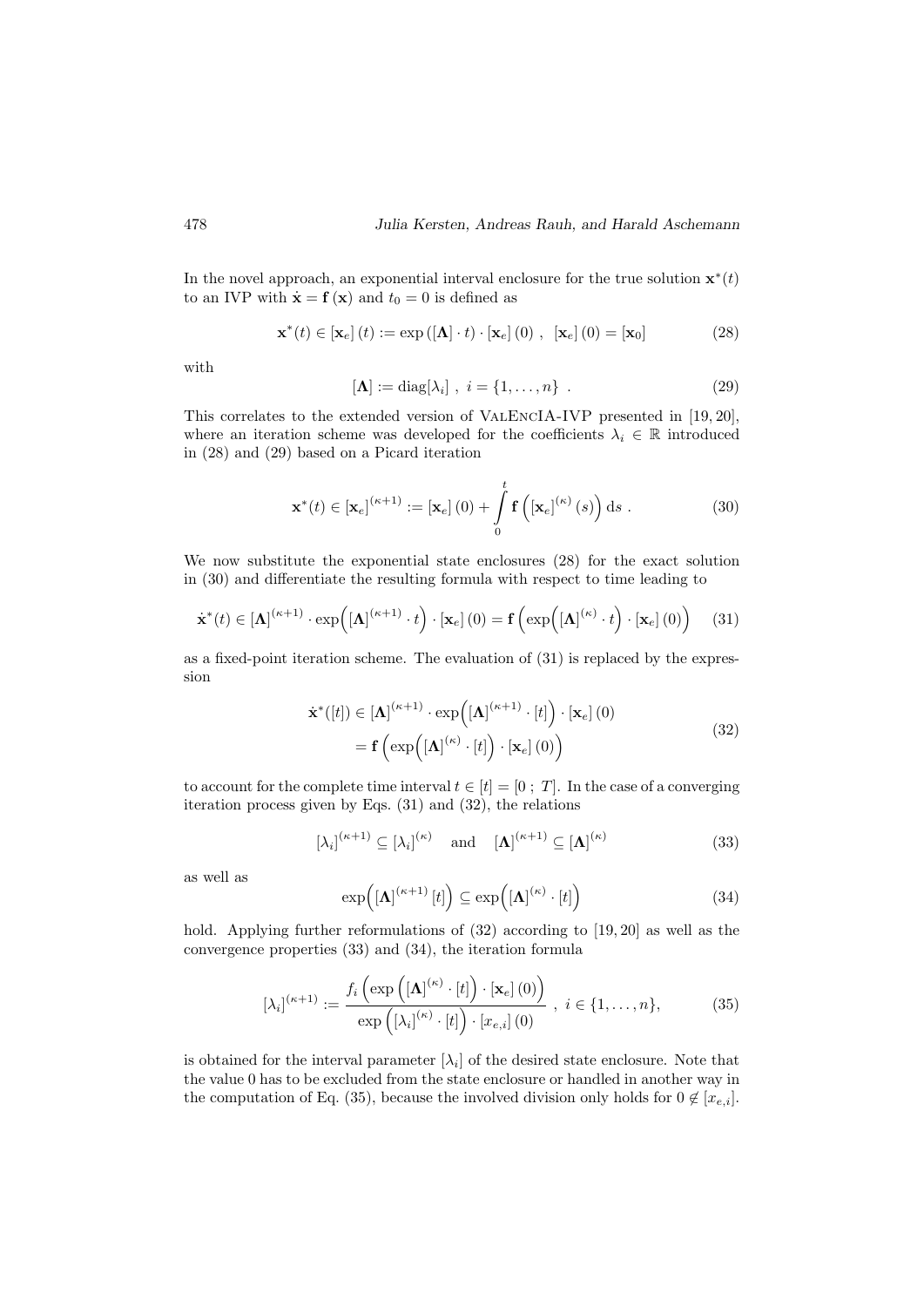In the novel approach, an exponential interval enclosure for the true solution $\mathbf{x}^*(t)$ to an IVP with $\dot{\mathbf{x}} = \mathbf{f}(\mathbf{x})$ and $t_0 = 0$ is defined as

$$\mathbf{x}^*(t) \in [\mathbf{x}_e](t) := \exp([\boldsymbol{\Lambda}] \cdot t) \cdot [\mathbf{x}_e](0) \ , \ \ [\mathbf{x}_e](0) = [\mathbf{x}_0] \tag{28}$$

with

$$[\boldsymbol{\Lambda}] := \mathrm{diag}[\lambda_i] \ , \ i = \{1, \ldots, n\} \ . \tag{29}$$

This correlates to the extended version of ValEncIA-IVP presented in [19, 20], where an iteration scheme was developed for the coefficients $\lambda_i \in \mathbb{R}$ introduced in (28) and (29) based on a Picard iteration

$$\mathbf{x}^*(t) \in [\mathbf{x}_e]^{(\kappa+1)} := [\mathbf{x}_e](0) + \int_0^t \mathbf{f}\left([\mathbf{x}_e]^{(\kappa)}(s)\right) \mathrm{d}s \ . \tag{30}$$

We now substitute the exponential state enclosures (28) for the exact solution in (30) and differentiate the resulting formula with respect to time leading to

$$\dot{\mathbf{x}}^*(t) \in [\boldsymbol{\Lambda}]^{(\kappa+1)} \cdot \exp\Big([\boldsymbol{\Lambda}]^{(\kappa+1)} \cdot t\Big) \cdot [\mathbf{x}_e](0) = \mathbf{f}\left(\exp\Big([\boldsymbol{\Lambda}]^{(\kappa)} \cdot t\Big) \cdot [\mathbf{x}_e](0)\right) \tag{31}$$

as a fixed-point iteration scheme. The evaluation of (31) is replaced by the expression

$$\begin{aligned} \dot{\mathbf{x}}^*([t]) &\in [\boldsymbol{\Lambda}]^{(\kappa+1)} \cdot \exp\Big([\boldsymbol{\Lambda}]^{(\kappa+1)} \cdot [t]\Big) \cdot [\mathbf{x}_e](0) \\ &= \mathbf{f}\left(\exp\Big([\boldsymbol{\Lambda}]^{(\kappa)} \cdot [t]\Big) \cdot [\mathbf{x}_e](0)\right) \end{aligned} \tag{32}$$

to account for the complete time interval $t \in [t] = [0 \ ; \ T]$. In the case of a converging iteration process given by Eqs. (31) and (32), the relations

$$[\lambda_i]^{(\kappa+1)} \subseteq [\lambda_i]^{(\kappa)} \quad \text{and} \quad [\boldsymbol{\Lambda}]^{(\kappa+1)} \subseteq [\boldsymbol{\Lambda}]^{(\kappa)} \tag{33}$$

as well as

$$\exp\Big([\boldsymbol{\Lambda}]^{(\kappa+1)} [t]\Big) \subseteq \exp\Big([\boldsymbol{\Lambda}]^{(\kappa)} \cdot [t]\Big) \tag{34}$$

hold. Applying further reformulations of (32) according to [19, 20] as well as the convergence properties (33) and (34), the iteration formula

$$[\lambda_i]^{(\kappa+1)} := \frac{f_i\left(\exp\left([\boldsymbol{\Lambda}]^{(\kappa)} \cdot [t]\right) \cdot [\mathbf{x}_e](0)\right)}{\exp\left([\lambda_i]^{(\kappa)} \cdot [t]\right) \cdot [x_{e,i}](0)} \ , \ i \in \{1, \ldots, n\}, \tag{35}$$

is obtained for the interval parameter $[\lambda_i]$ of the desired state enclosure. Note that the value 0 has to be excluded from the state enclosure or handled in another way in the computation of Eq. (35), because the involved division only holds for $0 \notin [x_{e,i}]$.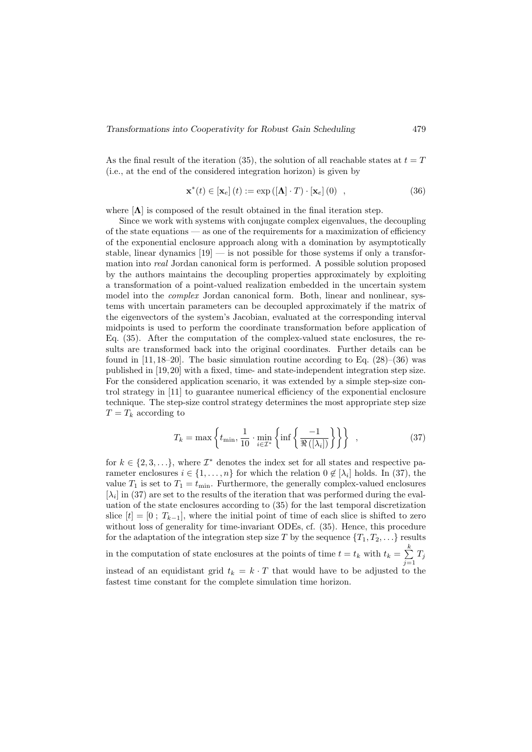As the final result of the iteration (35), the solution of all reachable states at $t = T$ (i.e., at the end of the considered integration horizon) is given by

$$\mathbf{x}^*(t) \in [\mathbf{x}_e](t) := \exp([\mathbf{\Lambda}] \cdot T) \cdot [\mathbf{x}_e](0) \quad , \tag{36}$$

where $[\mathbf{\Lambda}]$ is composed of the result obtained in the final iteration step.

Since we work with systems with conjugate complex eigenvalues, the decoupling of the state equations — as one of the requirements for a maximization of efficiency of the exponential enclosure approach along with a domination by asymptotically stable, linear dynamics [19] — is not possible for those systems if only a transformation into *real* Jordan canonical form is performed. A possible solution proposed by the authors maintains the decoupling properties approximately by exploiting a transformation of a point-valued realization embedded in the uncertain system model into the *complex* Jordan canonical form. Both, linear and nonlinear, systems with uncertain parameters can be decoupled approximately if the matrix of the eigenvectors of the system's Jacobian, evaluated at the corresponding interval midpoints is used to perform the coordinate transformation before application of Eq. (35). After the computation of the complex-valued state enclosures, the results are transformed back into the original coordinates. Further details can be found in [11, 18–20]. The basic simulation routine according to Eq. (28)–(36) was published in [19, 20] with a fixed, time- and state-independent integration step size. For the considered application scenario, it was extended by a simple step-size control strategy in [11] to guarantee numerical efficiency of the exponential enclosure technique. The step-size control strategy determines the most appropriate step size $T = T_k$ according to

$$T_k = \max\left\{t_{\min}, \frac{1}{10} \cdot \min_{i \in \mathcal{I}^*}\left\{\inf\left\{\frac{-1}{\Re([\lambda_i])}\right\}\right\}\right\} \quad , \tag{37}$$

for $k \in \{2, 3, \ldots\}$, where $\mathcal{I}^*$ denotes the index set for all states and respective parameter enclosures $i \in \{1, \ldots, n\}$ for which the relation $0 \notin [\lambda_i]$ holds. In (37), the value $T_1$ is set to $T_1 = t_{\min}$. Furthermore, the generally complex-valued enclosures $[\lambda_i]$ in (37) are set to the results of the iteration that was performed during the evaluation of the state enclosures according to (35) for the last temporal discretization slice $[t] = [0 \; ; \; T_{k-1}]$, where the initial point of time of each slice is shifted to zero without loss of generality for time-invariant ODEs, cf. (35). Hence, this procedure for the adaptation of the integration step size $T$ by the sequence $\{T_1, T_2, \ldots\}$ results in the computation of state enclosures at the points of time $t = t_k$ with $t_k = \sum_{j=1}^{k} T_j$ instead of an equidistant grid $t_k = k \cdot T$ that would have to be adjusted to the fastest time constant for the complete simulation time horizon.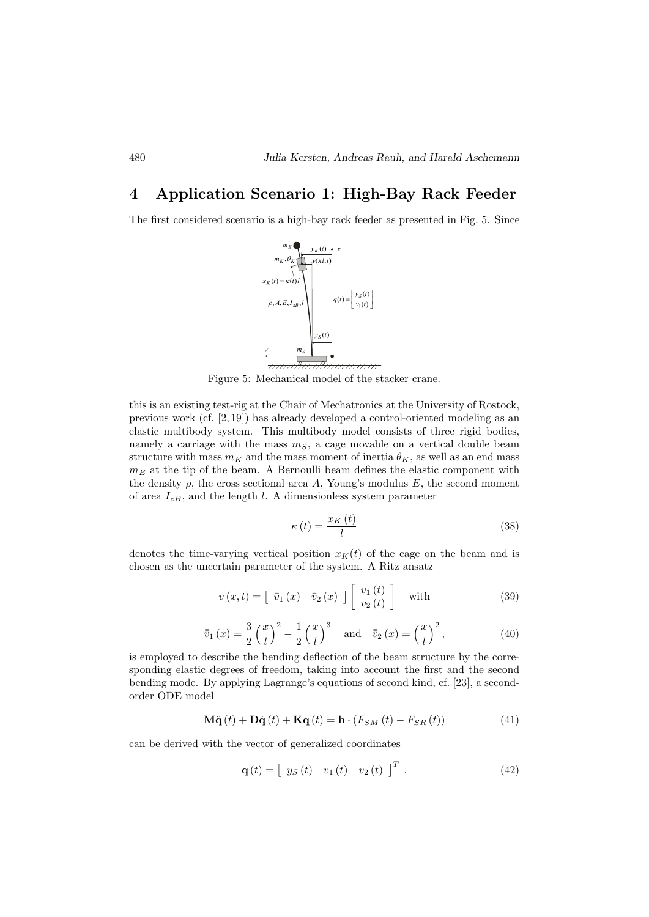## 4 Application Scenario 1: High-Bay Rack Feeder

The first considered scenario is a high-bay rack feeder as presented in Fig. 5. Since

Figure 5: Mechanical model of the stacker crane.

this is an existing test-rig at the Chair of Mechatronics at the University of Rostock, previous work (cf. [2, 19]) has already developed a control-oriented modeling as an elastic multibody system. This multibody model consists of three rigid bodies, namely a carriage with the mass $m_S$, a cage movable on a vertical double beam structure with mass $m_K$ and the mass moment of inertia $\theta_K$, as well as an end mass $m_E$ at the tip of the beam. A Bernoulli beam defines the elastic component with the density $\rho$, the cross sectional area $A$, Young's modulus $E$, the second moment of area $I_{zB}$, and the length $l$. A dimensionless system parameter

$$\kappa(t) = \frac{x_K(t)}{l} \tag{38}$$

denotes the time-varying vertical position $x_K(t)$ of the cage on the beam and is chosen as the uncertain parameter of the system. A Ritz ansatz

$$v(x,t) = \begin{bmatrix} \bar{\bar{v}}_1(x) & \bar{\bar{v}}_2(x) \end{bmatrix} \begin{bmatrix} v_1(t) \\ v_2(t) \end{bmatrix} \quad \text{with} \tag{39}$$

$$\bar{\bar{v}}_1(x) = \frac{3}{2}\left(\frac{x}{l}\right)^2 - \frac{1}{2}\left(\frac{x}{l}\right)^3 \quad \text{and} \quad \bar{\bar{v}}_2(x) = \left(\frac{x}{l}\right)^2, \tag{40}$$

is employed to describe the bending deflection of the beam structure by the corresponding elastic degrees of freedom, taking into account the first and the second bending mode. By applying Lagrange's equations of second kind, cf. [23], a second-order ODE model

$$\mathbf{M}\ddot{\mathbf{q}}(t) + \mathbf{D}\dot{\mathbf{q}}(t) + \mathbf{K}\mathbf{q}(t) = \mathbf{h} \cdot (F_{SM}(t) - F_{SR}(t)) \tag{41}$$

can be derived with the vector of generalized coordinates

$$\mathbf{q}(t) = \begin{bmatrix} y_S(t) & v_1(t) & v_2(t) \end{bmatrix}^T . \tag{42}$$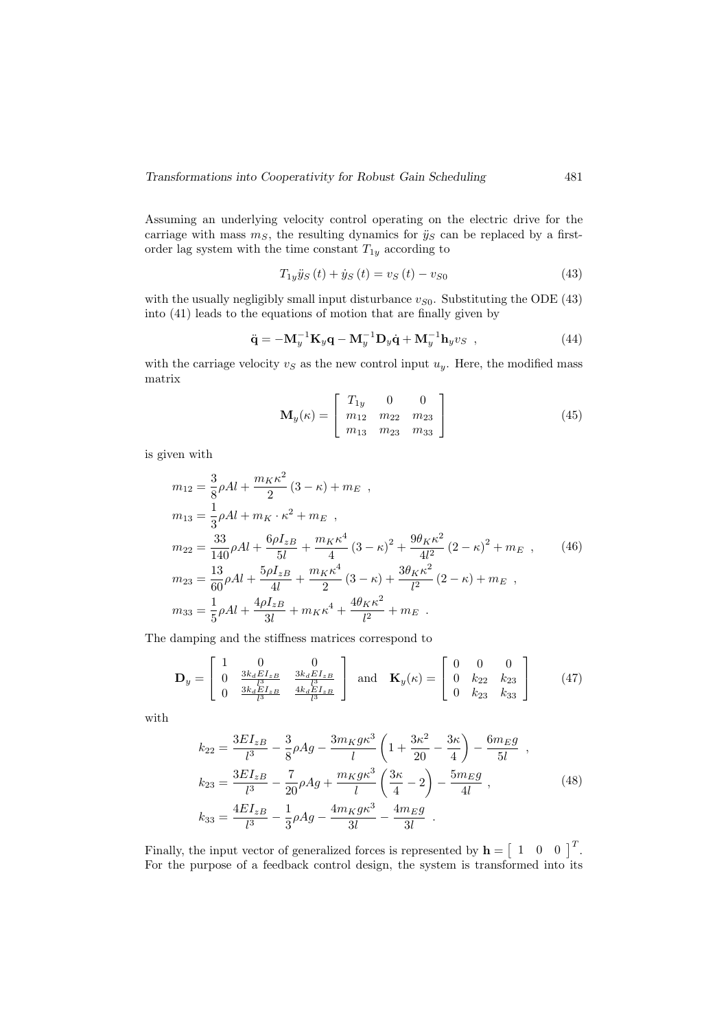Assuming an underlying velocity control operating on the electric drive for the carriage with mass $m_S$, the resulting dynamics for $\ddot{y}_S$ can be replaced by a first-order lag system with the time constant $T_{1y}$ according to

$$T_{1y}\ddot{y}_S(t) + \dot{y}_S(t) = v_S(t) - v_{S0} \tag{43}$$

with the usually negligibly small input disturbance $v_{S0}$. Substituting the ODE (43) into (41) leads to the equations of motion that are finally given by

$$\ddot{\mathbf{q}} = -\mathbf{M}_y^{-1}\mathbf{K}_y\mathbf{q} - \mathbf{M}_y^{-1}\mathbf{D}_y\dot{\mathbf{q}} + \mathbf{M}_y^{-1}\mathbf{h}_y v_S \ , \tag{44}$$

with the carriage velocity $v_S$ as the new control input $u_y$. Here, the modified mass matrix

$$\mathbf{M}_y(\kappa) = \begin{bmatrix} T_{1y} & 0 & 0 \\ m_{12} & m_{22} & m_{23} \\ m_{13} & m_{23} & m_{33} \end{bmatrix} \tag{45}$$

is given with

$$
\begin{aligned}
m_{12} &= \frac{3}{8}\rho A l + \frac{m_K \kappa^2}{2}(3-\kappa) + m_E \ , \\
m_{13} &= \frac{1}{3}\rho A l + m_K \cdot \kappa^2 + m_E \ , \\
m_{22} &= \frac{33}{140}\rho A l + \frac{6\rho I_{zB}}{5l} + \frac{m_K \kappa^4}{4}(3-\kappa)^2 + \frac{9\theta_K \kappa^2}{4l^2}(2-\kappa)^2 + m_E \ , \\
m_{23} &= \frac{13}{60}\rho A l + \frac{5\rho I_{zB}}{4l} + \frac{m_K \kappa^4}{2}(3-\kappa) + \frac{3\theta_K \kappa^2}{l^2}(2-\kappa) + m_E \ , \\
m_{33} &= \frac{1}{5}\rho A l + \frac{4\rho I_{zB}}{3l} + m_K \kappa^4 + \frac{4\theta_K \kappa^2}{l^2} + m_E \ .
\end{aligned} \tag{46}
$$

The damping and the stiffness matrices correspond to

$$\mathbf{D}_y = \begin{bmatrix} 1 & 0 & 0 \\ 0 & \frac{3k_d E I_{zB}}{l^3} & \frac{3k_d E I_{zB}}{l^3} \\ 0 & \frac{3k_d E I_{zB}}{l^3} & \frac{4k_d E I_{zB}}{l^3} \end{bmatrix} \quad \text{and} \quad \mathbf{K}_y(\kappa) = \begin{bmatrix} 0 & 0 & 0 \\ 0 & k_{22} & k_{23} \\ 0 & k_{23} & k_{33} \end{bmatrix} \tag{47}$$

with

$$
\begin{aligned}
k_{22} &= \frac{3EI_{zB}}{l^3} - \frac{3}{8}\rho A g - \frac{3m_K g \kappa^3}{l}\left(1 + \frac{3\kappa^2}{20} - \frac{3\kappa}{4}\right) - \frac{6m_E g}{5l} \ , \\
k_{23} &= \frac{3EI_{zB}}{l^3} - \frac{7}{20}\rho A g + \frac{m_K g \kappa^3}{l}\left(\frac{3\kappa}{4} - 2\right) - \frac{5m_E g}{4l} \ , \\
k_{33} &= \frac{4EI_{zB}}{l^3} - \frac{1}{3}\rho A g - \frac{4m_K g \kappa^3}{3l} - \frac{4m_E g}{3l} \ .
\end{aligned} \tag{48}
$$

Finally, the input vector of generalized forces is represented by $\mathbf{h} = \begin{bmatrix} 1 & 0 & 0 \end{bmatrix}^T$. For the purpose of a feedback control design, the system is transformed into its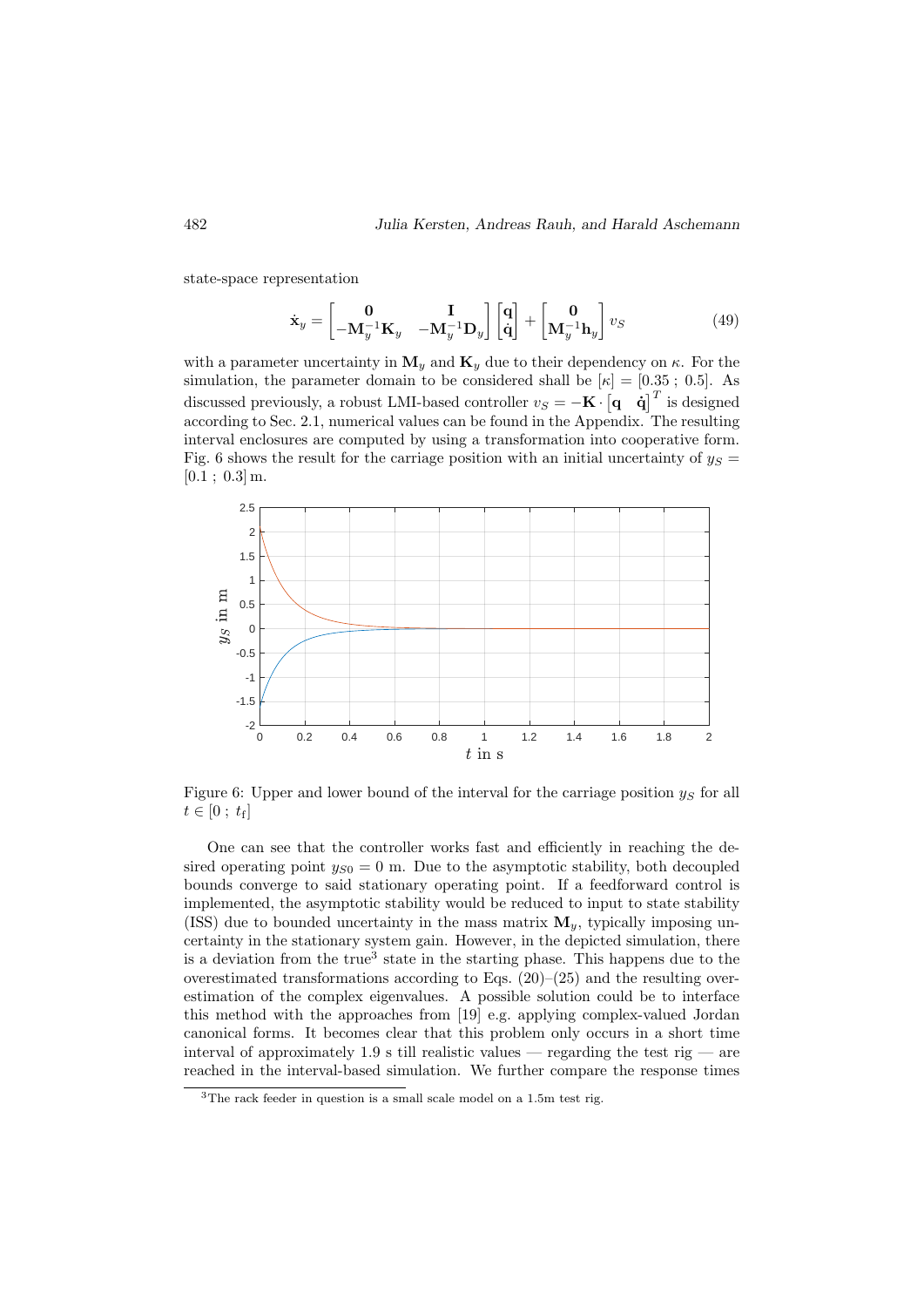state-space representation

$$\dot{\mathbf{x}}_y = \begin{bmatrix} \mathbf{0} & \mathbf{I} \\ -\mathbf{M}_y^{-1}\mathbf{K}_y & -\mathbf{M}_y^{-1}\mathbf{D}_y \end{bmatrix} \begin{bmatrix} \mathbf{q} \\ \dot{\mathbf{q}} \end{bmatrix} + \begin{bmatrix} \mathbf{0} \\ \mathbf{M}_y^{-1}\mathbf{h}_y \end{bmatrix} v_S \tag{49}$$

with a parameter uncertainty in $\mathbf{M}_y$ and $\mathbf{K}_y$ due to their dependency on $\kappa$. For the simulation, the parameter domain to be considered shall be $[\kappa] = [0.35\ ;\ 0.5]$. As discussed previously, a robust LMI-based controller $v_S = -\mathbf{K} \cdot \begin{bmatrix} \mathbf{q} & \dot{\mathbf{q}} \end{bmatrix}^T$ is designed according to Sec. 2.1, numerical values can be found in the Appendix. The resulting interval enclosures are computed by using a transformation into cooperative form. Fig. 6 shows the result for the carriage position with an initial uncertainty of $y_S = [0.1\ ;\ 0.3]$ m.

Figure 6: Upper and lower bound of the interval for the carriage position $y_S$ for all $t \in [0\ ;\ t_\mathrm{f}]$

One can see that the controller works fast and efficiently in reaching the desired operating point $y_{S0} = 0$ m. Due to the asymptotic stability, both decoupled bounds converge to said stationary operating point. If a feedforward control is implemented, the asymptotic stability would be reduced to input to state stability (ISS) due to bounded uncertainty in the mass matrix $\mathbf{M}_y$, typically imposing uncertainty in the stationary system gain. However, in the depicted simulation, there is a deviation from the true[3] state in the starting phase. This happens due to the overestimated transformations according to Eqs. (20)–(25) and the resulting overestimation of the complex eigenvalues. A possible solution could be to interface this method with the approaches from [19] e.g. applying complex-valued Jordan canonical forms. It becomes clear that this problem only occurs in a short time interval of approximately 1.9 s till realistic values — regarding the test rig — are reached in the interval-based simulation. We further compare the response times

[3] The rack feeder in question is a small scale model on a 1.5m test rig.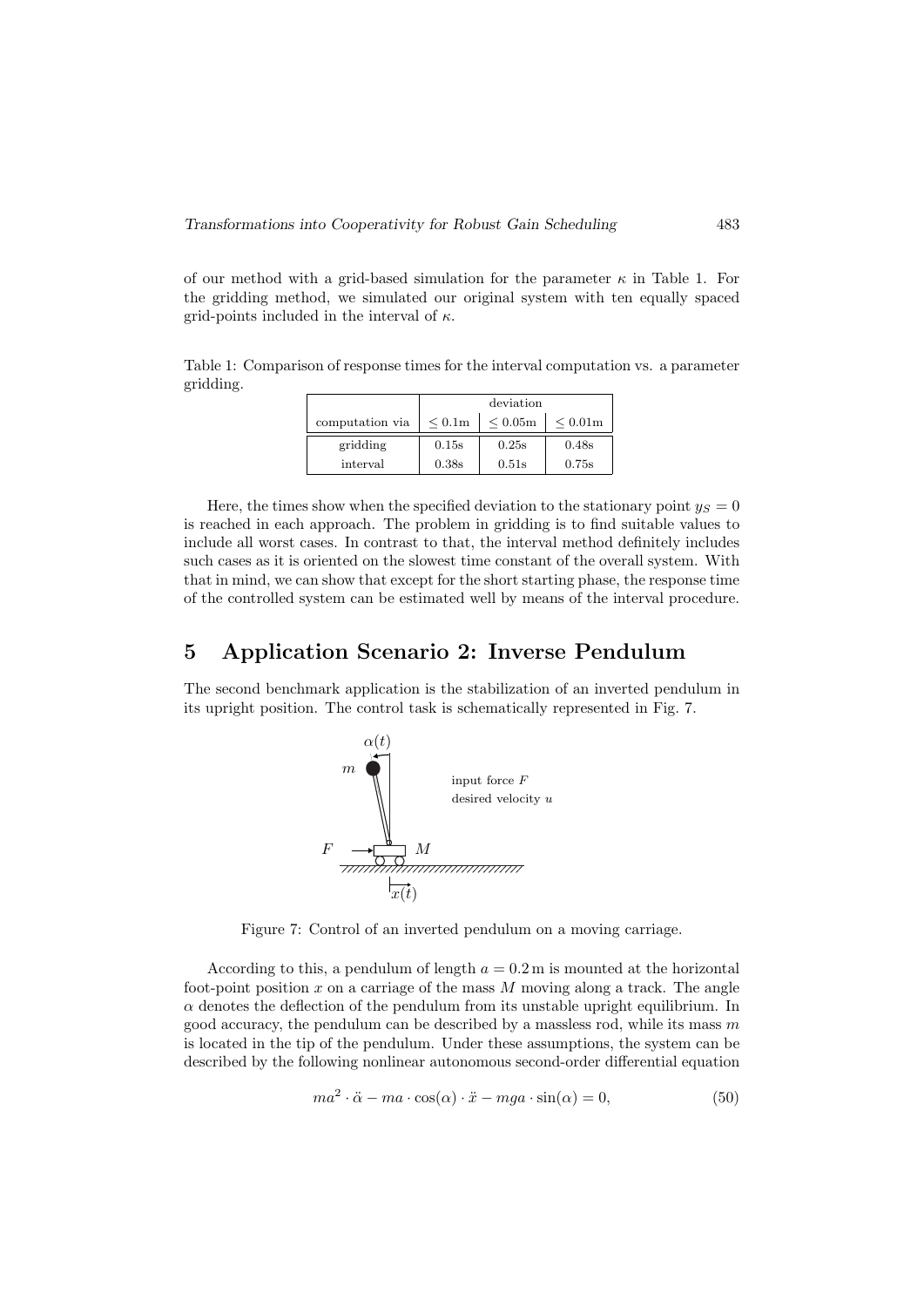of our method with a grid-based simulation for the parameter $\kappa$ in Table 1. For the gridding method, we simulated our original system with ten equally spaced grid-points included in the interval of $\kappa$.

Table 1: Comparison of response times for the interval computation vs. a parameter gridding.

| computation via | deviation $\leq 0.1\text{m}$ | $\leq 0.05\text{m}$ | $\leq 0.01\text{m}$ |
|---|---|---|---|
| gridding | 0.15s | 0.25s | 0.48s |
| interval | 0.38s | 0.51s | 0.75s |

Here, the times show when the specified deviation to the stationary point $y_S = 0$ is reached in each approach. The problem in gridding is to find suitable values to include all worst cases. In contrast to that, the interval method definitely includes such cases as it is oriented on the slowest time constant of the overall system. With that in mind, we can show that except for the short starting phase, the response time of the controlled system can be estimated well by means of the interval procedure.

# 5 Application Scenario 2: Inverse Pendulum

The second benchmark application is the stabilization of an inverted pendulum in its upright position. The control task is schematically represented in Fig. 7.

Figure 7: Control of an inverted pendulum on a moving carriage.

According to this, a pendulum of length $a = 0.2\,\text{m}$ is mounted at the horizontal foot-point position $x$ on a carriage of the mass $M$ moving along a track. The angle $\alpha$ denotes the deflection of the pendulum from its unstable upright equilibrium. In good accuracy, the pendulum can be described by a massless rod, while its mass $m$ is located in the tip of the pendulum. Under these assumptions, the system can be described by the following nonlinear autonomous second-order differential equation

$$ma^2 \cdot \ddot{\alpha} - ma \cdot \cos(\alpha) \cdot \ddot{x} - mga \cdot \sin(\alpha) = 0, \tag{50}$$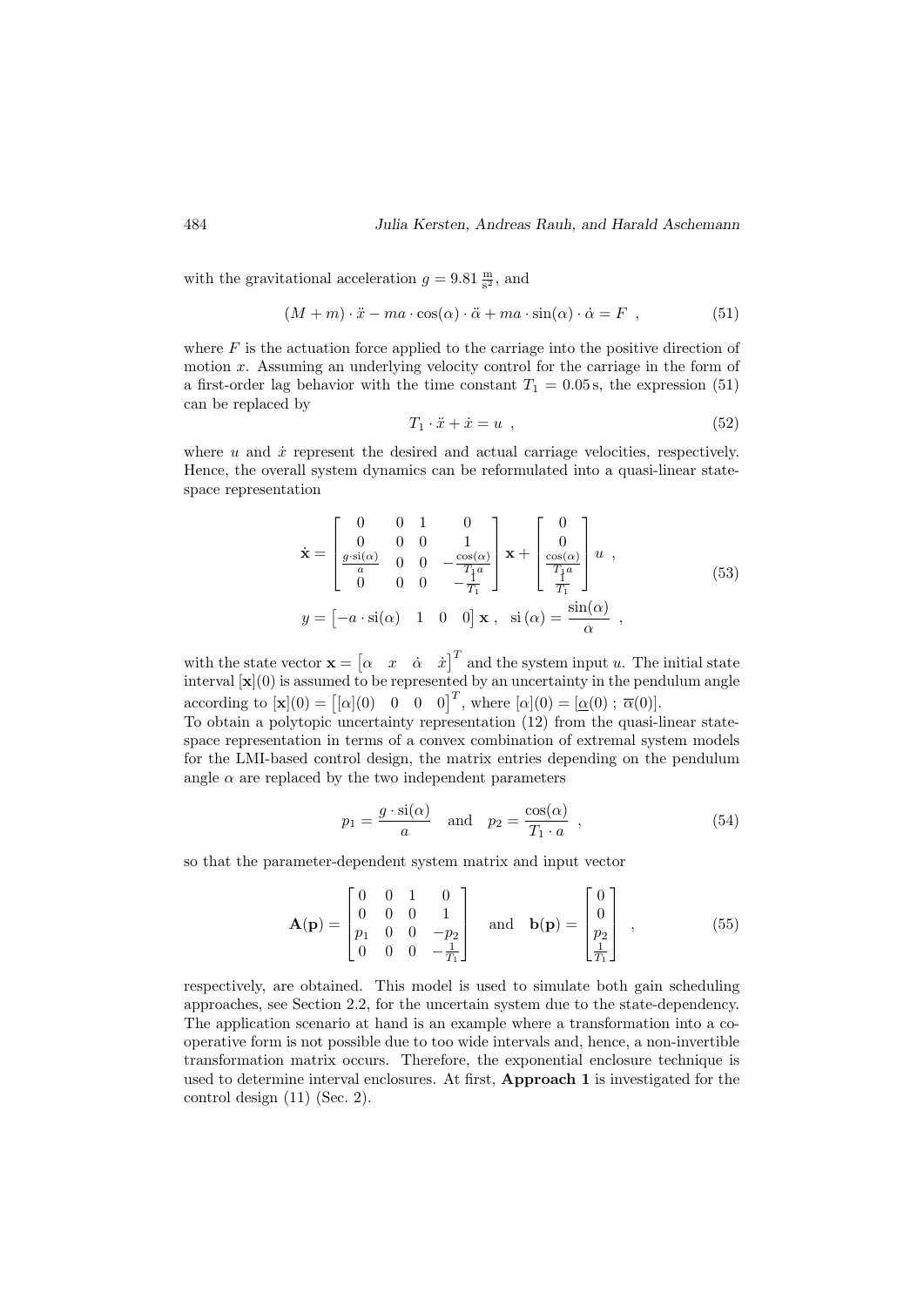with the gravitational acceleration $g = 9.81\,\frac{\text{m}}{\text{s}^2}$, and

$$(M+m)\cdot\ddot{x} - ma\cdot\cos(\alpha)\cdot\ddot{\alpha} + ma\cdot\sin(\alpha)\cdot\dot{\alpha} = F \ , \tag{51}$$

where $F$ is the actuation force applied to the carriage into the positive direction of motion $x$. Assuming an underlying velocity control for the carriage in the form of a first-order lag behavior with the time constant $T_1 = 0.05\,\text{s}$, the expression (51) can be replaced by

$$T_1\cdot\ddot{x} + \dot{x} = u \ , \tag{52}$$

where $u$ and $\dot{x}$ represent the desired and actual carriage velocities, respectively. Hence, the overall system dynamics can be reformulated into a quasi-linear state-space representation

$$\begin{aligned}
\dot{\mathbf{x}} &= \begin{bmatrix} 0 & 0 & 1 & 0 \\ 0 & 0 & 0 & 1 \\ \frac{g\cdot\text{si}(\alpha)}{a} & 0 & 0 & -\frac{\cos(\alpha)}{T_1 a} \\ 0 & 0 & 0 & -\frac{1}{T_1} \end{bmatrix}\mathbf{x} + \begin{bmatrix} 0 \\ 0 \\ \frac{\cos(\alpha)}{T_1 a} \\ \frac{1}{T_1} \end{bmatrix} u \ , \\
y &= \begin{bmatrix} -a\cdot\text{si}(\alpha) & 1 & 0 & 0 \end{bmatrix}\mathbf{x} \ , \quad \text{si}\,(\alpha) = \frac{\sin(\alpha)}{\alpha} \ ,
\end{aligned} \tag{53}$$

with the state vector $\mathbf{x} = \begin{bmatrix} \alpha & x & \dot{\alpha} & \dot{x} \end{bmatrix}^T$ and the system input $u$. The initial state interval $[\mathbf{x}](0)$ is assumed to be represented by an uncertainty in the pendulum angle according to $[\mathbf{x}](0) = \begin{bmatrix} [\alpha](0) & 0 & 0 & 0 \end{bmatrix}^T$, where $[\alpha](0) = [\underline{\alpha}(0)\ ;\ \overline{\alpha}(0)]$.

To obtain a polytopic uncertainty representation (12) from the quasi-linear state-space representation in terms of a convex combination of extremal system models for the LMI-based control design, the matrix entries depending on the pendulum angle $\alpha$ are replaced by the two independent parameters

$$p_1 = \frac{g\cdot\text{si}(\alpha)}{a} \quad \text{and} \quad p_2 = \frac{\cos(\alpha)}{T_1\cdot a} \ , \tag{54}$$

so that the parameter-dependent system matrix and input vector

$$\mathbf{A}(\mathbf{p}) = \begin{bmatrix} 0 & 0 & 1 & 0 \\ 0 & 0 & 0 & 1 \\ p_1 & 0 & 0 & -p_2 \\ 0 & 0 & 0 & -\frac{1}{T_1} \end{bmatrix} \quad \text{and} \quad \mathbf{b}(\mathbf{p}) = \begin{bmatrix} 0 \\ 0 \\ p_2 \\ \frac{1}{T_1} \end{bmatrix} \ , \tag{55}$$

respectively, are obtained. This model is used to simulate both gain scheduling approaches, see Section 2.2, for the uncertain system due to the state-dependency. The application scenario at hand is an example where a transformation into a cooperative form is not possible due to too wide intervals and, hence, a non-invertible transformation matrix occurs. Therefore, the exponential enclosure technique is used to determine interval enclosures. At first, **Approach 1** is investigated for the control design (11) (Sec. 2).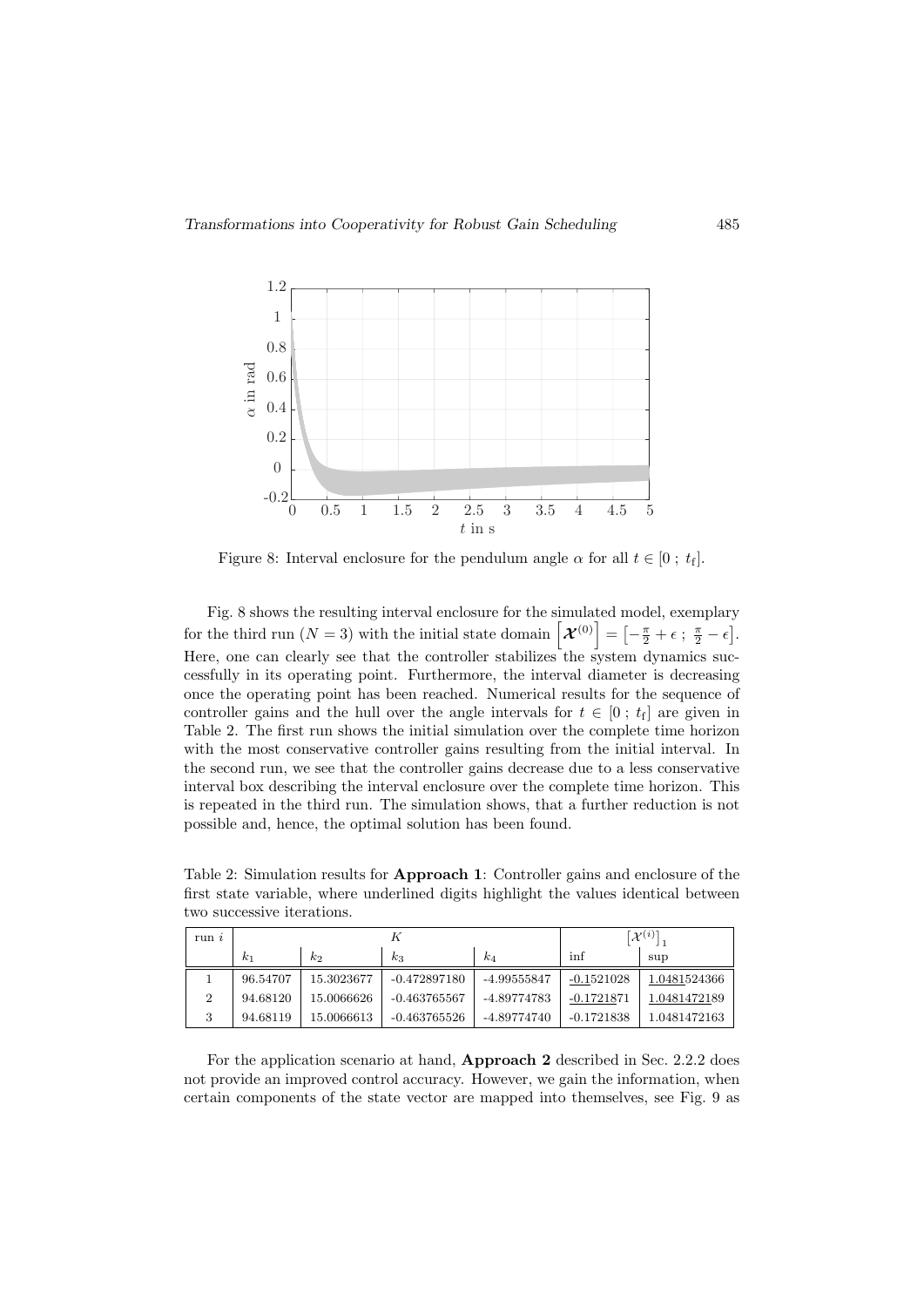Figure 8: Interval enclosure for the pendulum angle $\alpha$ for all $t \in [0 \; ; \; t_\mathrm{f}]$.

Fig. 8 shows the resulting interval enclosure for the simulated model, exemplary for the third run ($N = 3$) with the initial state domain $\left[\boldsymbol{\mathcal{X}}^{(0)}\right] = \left[-\frac{\pi}{2} + \epsilon \; ; \; \frac{\pi}{2} - \epsilon\right]$. Here, one can clearly see that the controller stabilizes the system dynamics successfully in its operating point. Furthermore, the interval diameter is decreasing once the operating point has been reached. Numerical results for the sequence of controller gains and the hull over the angle intervals for $t \in [0 \; ; \; t_\mathrm{f}]$ are given in Table 2. The first run shows the initial simulation over the complete time horizon with the most conservative controller gains resulting from the initial interval. In the second run, we see that the controller gains decrease due to a less conservative interval box describing the interval enclosure over the complete time horizon. This is repeated in the third run. The simulation shows, that a further reduction is not possible and, hence, the optimal solution has been found.

Table 2: Simulation results for **Approach 1**: Controller gains and enclosure of the first state variable, where underlined digits highlight the values identical between two successive iterations.

| run $i$ | $K$ | | | | $\left[\mathcal{X}^{(i)}\right]_1$ | |
|---|---|---|---|---|---|---|
| | $k_1$ | $k_2$ | $k_3$ | $k_4$ | inf | sup |
| 1 | 96.54707 | 15.3023677 | -0.472897180 | -4.99555847 | -0.1521028 | 1.0481524366 |
| 2 | 94.68120 | 15.0066626 | -0.463765567 | -4.89774783 | -0.1721871 | 1.0481472189 |
| 3 | 94.68119 | 15.0066613 | -0.463765526 | -4.89774740 | -0.1721838 | 1.0481472163 |

For the application scenario at hand, **Approach 2** described in Sec. 2.2.2 does not provide an improved control accuracy. However, we gain the information, when certain components of the state vector are mapped into themselves, see Fig. 9 as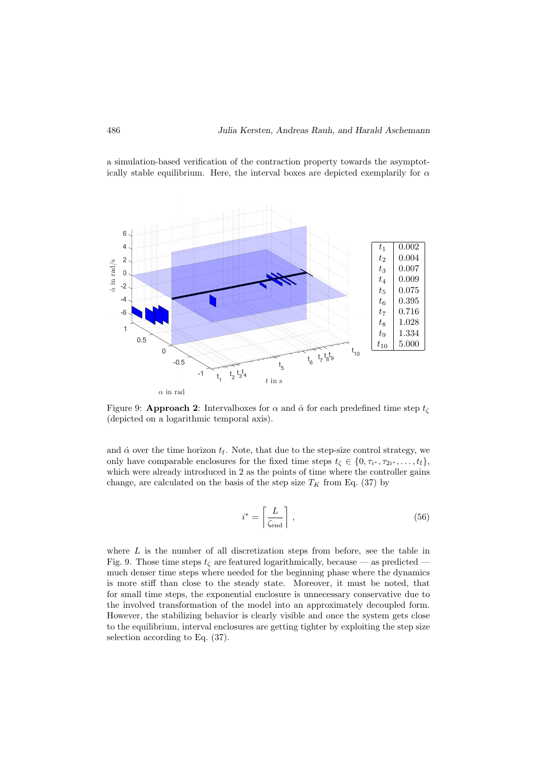a simulation-based verification of the contraction property towards the asymptotically stable equilibrium. Here, the interval boxes are depicted exemplarily for $\alpha$

| | |
|---|---|
| $t_1$ | 0.002 |
| $t_2$ | 0.004 |
| $t_3$ | 0.007 |
| $t_4$ | 0.009 |
| $t_5$ | 0.075 |
| $t_6$ | 0.395 |
| $t_7$ | 0.716 |
| $t_8$ | 1.028 |
| $t_9$ | 1.334 |
| $t_{10}$ | 5.000 |

Figure 9: **Approach 2**: Intervalboxes for $\alpha$ and $\dot{\alpha}$ for each predefined time step $t_\zeta$ (depicted on a logarithmic temporal axis).

and $\dot{\alpha}$ over the time horizon $t_\mathrm{f}$. Note, that due to the step-size control strategy, we only have comparable enclosures for the fixed time steps $t_\zeta \in \{0, \tau_{i^*}, \tau_{2i^*}, \ldots, t_\mathrm{f}\}$, which were already introduced in 2 as the points of time where the controller gains change, are calculated on the basis of the step size $T_K$ from Eq. (37) by

$$i^* = \left\lceil \frac{L}{\zeta_\mathrm{end}} \right\rceil , \tag{56}$$

where $L$ is the number of all discretization steps from before, see the table in Fig. 9. Those time steps $t_\zeta$ are featured logarithmically, because — as predicted — much denser time steps where needed for the beginning phase where the dynamics is more stiff than close to the steady state. Moreover, it must be noted, that for small time steps, the exponential enclosure is unnecessary conservative due to the involved transformation of the model into an approximately decoupled form. However, the stabilizing behavior is clearly visible and once the system gets close to the equilibrium, interval enclosures are getting tighter by exploiting the step size selection according to Eq. (37).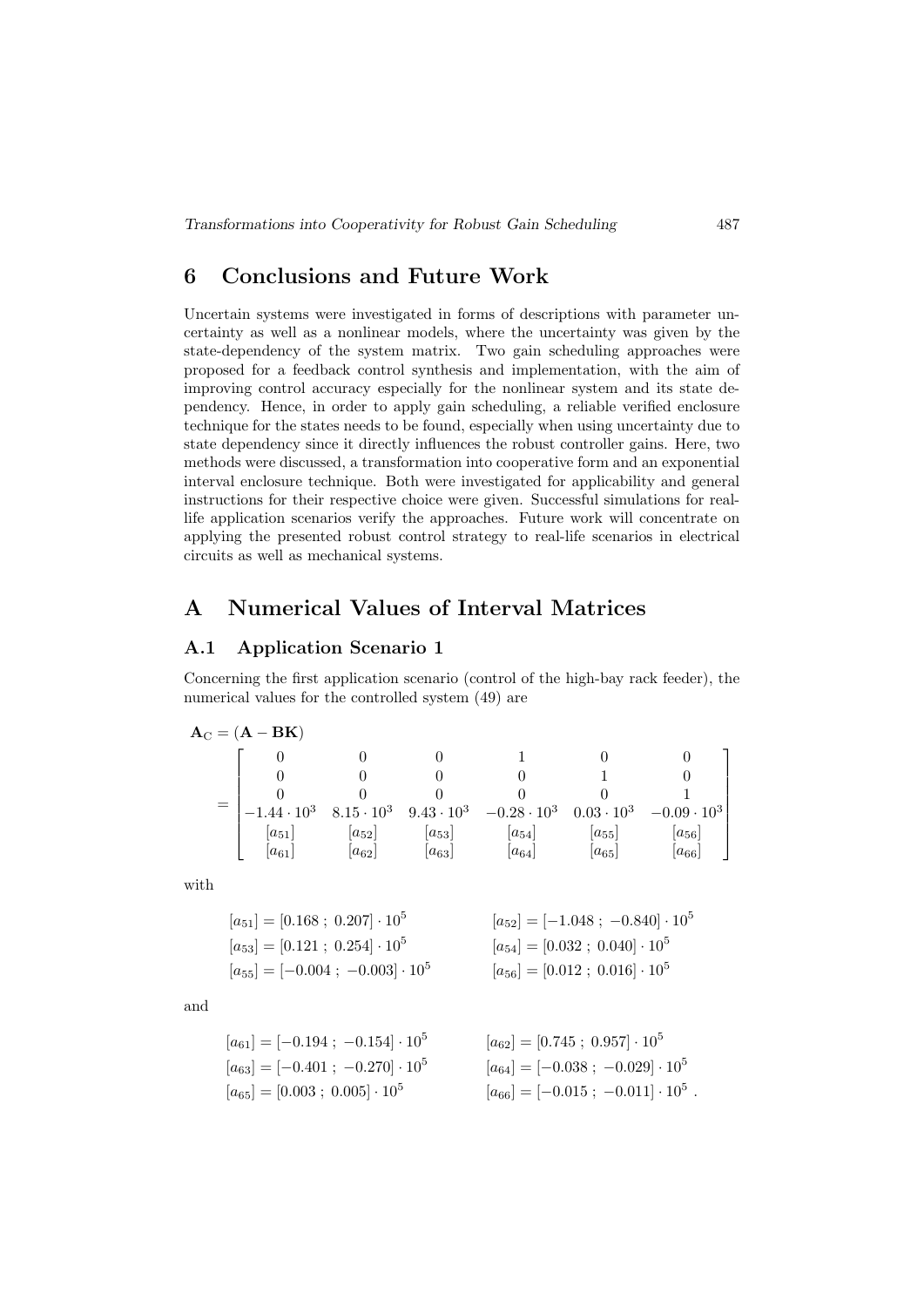# 6 Conclusions and Future Work

Uncertain systems were investigated in forms of descriptions with parameter uncertainty as well as a nonlinear models, where the uncertainty was given by the state-dependency of the system matrix. Two gain scheduling approaches were proposed for a feedback control synthesis and implementation, with the aim of improving control accuracy especially for the nonlinear system and its state dependency. Hence, in order to apply gain scheduling, a reliable verified enclosure technique for the states needs to be found, especially when using uncertainty due to state dependency since it directly influences the robust controller gains. Here, two methods were discussed, a transformation into cooperative form and an exponential interval enclosure technique. Both were investigated for applicability and general instructions for their respective choice were given. Successful simulations for real-life application scenarios verify the approaches. Future work will concentrate on applying the presented robust control strategy to real-life scenarios in electrical circuits as well as mechanical systems.

# A Numerical Values of Interval Matrices

## A.1 Application Scenario 1

Concerning the first application scenario (control of the high-bay rack feeder), the numerical values for the controlled system (49) are

$$
\mathbf{A}_{\mathrm{C}} = (\mathbf{A} - \mathbf{BK}) = \begin{bmatrix} 0 & 0 & 0 & 1 & 0 & 0 \\ 0 & 0 & 0 & 0 & 1 & 0 \\ 0 & 0 & 0 & 0 & 0 & 1 \\ -1.44 \cdot 10^3 & 8.15 \cdot 10^3 & 9.43 \cdot 10^3 & -0.28 \cdot 10^3 & 0.03 \cdot 10^3 & -0.09 \cdot 10^3 \\ [a_{51}] & [a_{52}] & [a_{53}] & [a_{54}] & [a_{55}] & [a_{56}] \\ [a_{61}] & [a_{62}] & [a_{63}] & [a_{64}] & [a_{65}] & [a_{66}] \end{bmatrix}
$$

with

$$
\begin{aligned}
[a_{51}] &= [0.168\ ;\ 0.207] \cdot 10^5 & [a_{52}] &= [-1.048\ ;\ -0.840] \cdot 10^5 \\
[a_{53}] &= [0.121\ ;\ 0.254] \cdot 10^5 & [a_{54}] &= [0.032\ ;\ 0.040] \cdot 10^5 \\
[a_{55}] &= [-0.004\ ;\ -0.003] \cdot 10^5 & [a_{56}] &= [0.012\ ;\ 0.016] \cdot 10^5
\end{aligned}
$$

and

$$
\begin{aligned}
[a_{61}] &= [-0.194\ ;\ -0.154] \cdot 10^5 & [a_{62}] &= [0.745\ ;\ 0.957] \cdot 10^5 \\
[a_{63}] &= [-0.401\ ;\ -0.270] \cdot 10^5 & [a_{64}] &= [-0.038\ ;\ -0.029] \cdot 10^5 \\
[a_{65}] &= [0.003\ ;\ 0.005] \cdot 10^5 & [a_{66}] &= [-0.015\ ;\ -0.011] \cdot 10^5 \ .
\end{aligned}
$$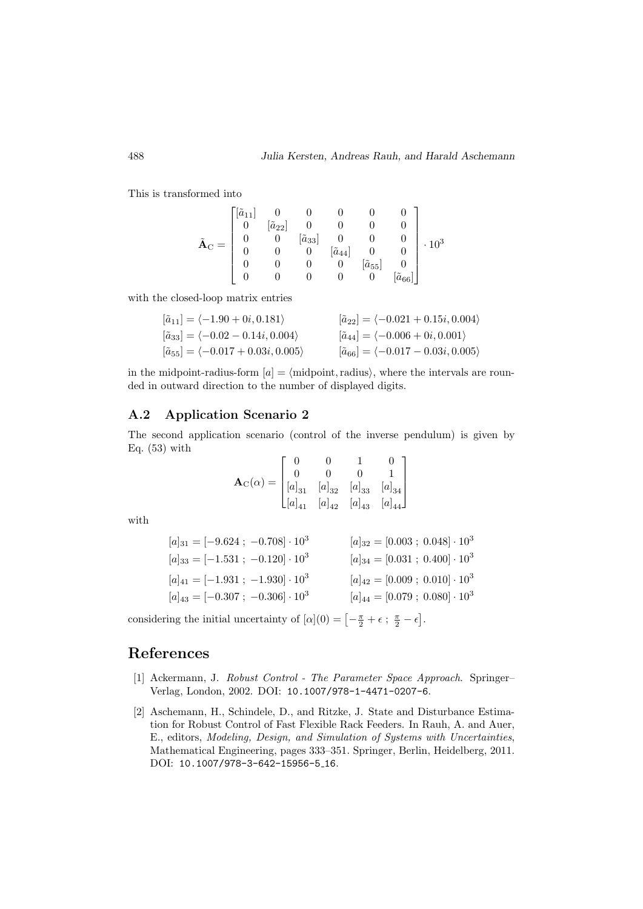This is transformed into

$$
\tilde{\mathbf{A}}_{\mathrm{C}} = \begin{bmatrix} [\tilde{a}_{11}] & 0 & 0 & 0 & 0 & 0 \\ 0 & [\tilde{a}_{22}] & 0 & 0 & 0 & 0 \\ 0 & 0 & [\tilde{a}_{33}] & 0 & 0 & 0 \\ 0 & 0 & 0 & [\tilde{a}_{44}] & 0 & 0 \\ 0 & 0 & 0 & 0 & [\tilde{a}_{55}] & 0 \\ 0 & 0 & 0 & 0 & 0 & [\tilde{a}_{66}] \end{bmatrix} \cdot 10^3
$$

with the closed-loop matrix entries

$$
\begin{aligned}
&[\tilde{a}_{11}] = \langle -1.90 + 0i, 0.181 \rangle && [\tilde{a}_{22}] = \langle -0.021 + 0.15i, 0.004 \rangle \\
&[\tilde{a}_{33}] = \langle -0.02 - 0.14i, 0.004 \rangle && [\tilde{a}_{44}] = \langle -0.006 + 0i, 0.001 \rangle \\
&[\tilde{a}_{55}] = \langle -0.017 + 0.03i, 0.005 \rangle && [\tilde{a}_{66}] = \langle -0.017 - 0.03i, 0.005 \rangle
\end{aligned}
$$

in the midpoint-radius-form $[a] = \langle \text{midpoint}, \text{radius} \rangle$, where the intervals are rounded in outward direction to the number of displayed digits.

## A.2 Application Scenario 2

The second application scenario (control of the inverse pendulum) is given by Eq. (53) with

$$
\mathbf{A}_{\mathrm{C}}(\alpha) = \begin{bmatrix} 0 & 0 & 1 & 0 \\ 0 & 0 & 0 & 1 \\ [a]_{31} & [a]_{32} & [a]_{33} & [a]_{34} \\ [a]_{41} & [a]_{42} & [a]_{43} & [a]_{44} \end{bmatrix}
$$

with

$$
\begin{aligned}
&[a]_{31} = [-9.624\ ;\ -0.708] \cdot 10^3 && [a]_{32} = [0.003\ ;\ 0.048] \cdot 10^3 \\
&[a]_{33} = [-1.531\ ;\ -0.120] \cdot 10^3 && [a]_{34} = [0.031\ ;\ 0.400] \cdot 10^3 \\
&[a]_{41} = [-1.931\ ;\ -1.930] \cdot 10^3 && [a]_{42} = [0.009\ ;\ 0.010] \cdot 10^3 \\
&[a]_{43} = [-0.307\ ;\ -0.306] \cdot 10^3 && [a]_{44} = [0.079\ ;\ 0.080] \cdot 10^3
\end{aligned}
$$

considering the initial uncertainty of $[\alpha](0) = \left[-\frac{\pi}{2} + \epsilon\ ;\ \frac{\pi}{2} - \epsilon\right]$.

# References

[1] Ackermann, J. *Robust Control - The Parameter Space Approach*. Springer–Verlag, London, 2002. DOI: 10.1007/978-1-4471-0207-6.

[2] Aschemann, H., Schindele, D., and Ritzke, J. State and Disturbance Estimation for Robust Control of Fast Flexible Rack Feeders. In Rauh, A. and Auer, E., editors, *Modeling, Design, and Simulation of Systems with Uncertainties*, Mathematical Engineering, pages 333–351. Springer, Berlin, Heidelberg, 2011. DOI: 10.1007/978-3-642-15956-5_16.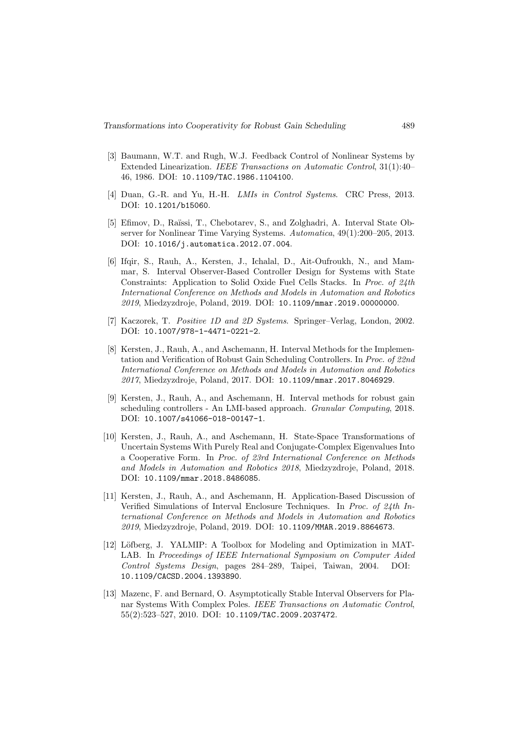[3] Baumann, W.T. and Rugh, W.J. Feedback Control of Nonlinear Systems by Extended Linearization. *IEEE Transactions on Automatic Control*, 31(1):40–46, 1986. DOI: 10.1109/TAC.1986.1104100.

[4] Duan, G.-R. and Yu, H.-H. *LMIs in Control Systems*. CRC Press, 2013. DOI: 10.1201/b15060.

[5] Efimov, D., Raïssi, T., Chebotarev, S., and Zolghadri, A. Interval State Observer for Nonlinear Time Varying Systems. *Automatica*, 49(1):200–205, 2013. DOI: 10.1016/j.automatica.2012.07.004.

[6] Ifqir, S., Rauh, A., Kersten, J., Ichalal, D., Ait-Oufroukh, N., and Mammar, S. Interval Observer-Based Controller Design for Systems with State Constraints: Application to Solid Oxide Fuel Cells Stacks. In *Proc. of 24th International Conference on Methods and Models in Automation and Robotics 2019*, Miedzyzdroje, Poland, 2019. DOI: 10.1109/mmar.2019.00000000.

[7] Kaczorek, T. *Positive 1D and 2D Systems*. Springer–Verlag, London, 2002. DOI: 10.1007/978-1-4471-0221-2.

[8] Kersten, J., Rauh, A., and Aschemann, H. Interval Methods for the Implementation and Verification of Robust Gain Scheduling Controllers. In *Proc. of 22nd International Conference on Methods and Models in Automation and Robotics 2017*, Miedzyzdroje, Poland, 2017. DOI: 10.1109/mmar.2017.8046929.

[9] Kersten, J., Rauh, A., and Aschemann, H. Interval methods for robust gain scheduling controllers - An LMI-based approach. *Granular Computing*, 2018. DOI: 10.1007/s41066-018-00147-1.

[10] Kersten, J., Rauh, A., and Aschemann, H. State-Space Transformations of Uncertain Systems With Purely Real and Conjugate-Complex Eigenvalues Into a Cooperative Form. In *Proc. of 23rd International Conference on Methods and Models in Automation and Robotics 2018*, Miedzyzdroje, Poland, 2018. DOI: 10.1109/mmar.2018.8486085.

[11] Kersten, J., Rauh, A., and Aschemann, H. Application-Based Discussion of Verified Simulations of Interval Enclosure Techniques. In *Proc. of 24th International Conference on Methods and Models in Automation and Robotics 2019*, Miedzyzdroje, Poland, 2019. DOI: 10.1109/MMAR.2019.8864673.

[12] Löfberg, J. YALMIP: A Toolbox for Modeling and Optimization in MATLAB. In *Proceedings of IEEE International Symposium on Computer Aided Control Systems Design*, pages 284–289, Taipei, Taiwan, 2004. DOI: 10.1109/CACSD.2004.1393890.

[13] Mazenc, F. and Bernard, O. Asymptotically Stable Interval Observers for Planar Systems With Complex Poles. *IEEE Transactions on Automatic Control*, 55(2):523–527, 2010. DOI: 10.1109/TAC.2009.2037472.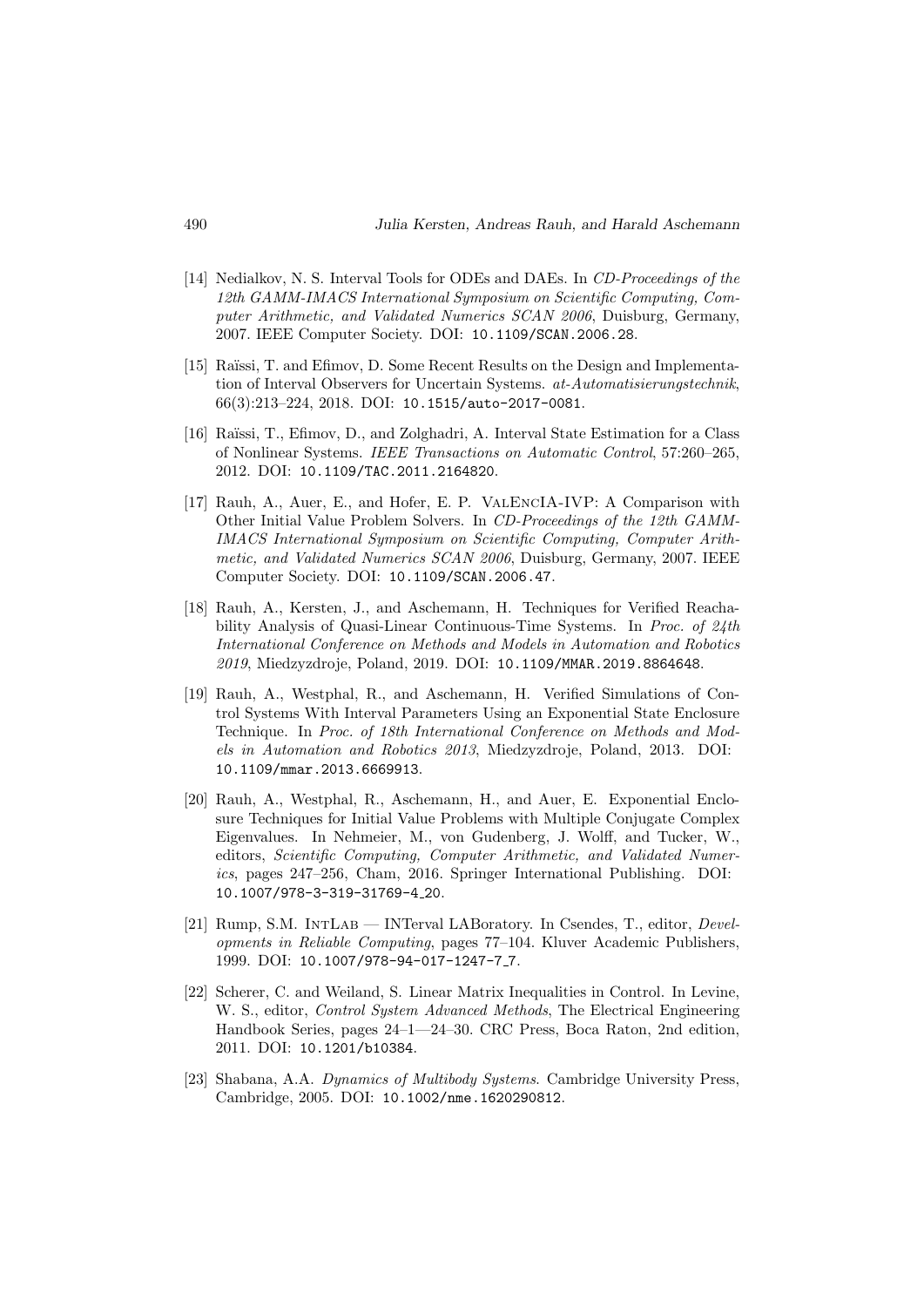[14] Nedialkov, N. S. Interval Tools for ODEs and DAEs. In *CD-Proceedings of the 12th GAMM-IMACS International Symposium on Scientific Computing, Computer Arithmetic, and Validated Numerics SCAN 2006*, Duisburg, Germany, 2007. IEEE Computer Society. DOI: `10.1109/SCAN.2006.28`.

[15] Raïssi, T. and Efimov, D. Some Recent Results on the Design and Implementation of Interval Observers for Uncertain Systems. *at-Automatisierungstechnik*, 66(3):213–224, 2018. DOI: `10.1515/auto-2017-0081`.

[16] Raïssi, T., Efimov, D., and Zolghadri, A. Interval State Estimation for a Class of Nonlinear Systems. *IEEE Transactions on Automatic Control*, 57:260–265, 2012. DOI: `10.1109/TAC.2011.2164820`.

[17] Rauh, A., Auer, E., and Hofer, E. P. ValEncIA-IVP: A Comparison with Other Initial Value Problem Solvers. In *CD-Proceedings of the 12th GAMM-IMACS International Symposium on Scientific Computing, Computer Arithmetic, and Validated Numerics SCAN 2006*, Duisburg, Germany, 2007. IEEE Computer Society. DOI: `10.1109/SCAN.2006.47`.

[18] Rauh, A., Kersten, J., and Aschemann, H. Techniques for Verified Reachability Analysis of Quasi-Linear Continuous-Time Systems. In *Proc. of 24th International Conference on Methods and Models in Automation and Robotics 2019*, Miedzyzdroje, Poland, 2019. DOI: `10.1109/MMAR.2019.8864648`.

[19] Rauh, A., Westphal, R., and Aschemann, H. Verified Simulations of Control Systems With Interval Parameters Using an Exponential State Enclosure Technique. In *Proc. of 18th International Conference on Methods and Models in Automation and Robotics 2013*, Miedzyzdroje, Poland, 2013. DOI: `10.1109/mmar.2013.6669913`.

[20] Rauh, A., Westphal, R., Aschemann, H., and Auer, E. Exponential Enclosure Techniques for Initial Value Problems with Multiple Conjugate Complex Eigenvalues. In Nehmeier, M., von Gudenberg, J. Wolff, and Tucker, W., editors, *Scientific Computing, Computer Arithmetic, and Validated Numerics*, pages 247–256, Cham, 2016. Springer International Publishing. DOI: `10.1007/978-3-319-31769-4_20`.

[21] Rump, S.M. IntLab — INTerval LABoratory. In Csendes, T., editor, *Developments in Reliable Computing*, pages 77–104. Kluver Academic Publishers, 1999. DOI: `10.1007/978-94-017-1247-7_7`.

[22] Scherer, C. and Weiland, S. Linear Matrix Inequalities in Control. In Levine, W. S., editor, *Control System Advanced Methods*, The Electrical Engineering Handbook Series, pages 24–1—24–30. CRC Press, Boca Raton, 2nd edition, 2011. DOI: `10.1201/b10384`.

[23] Shabana, A.A. *Dynamics of Multibody Systems*. Cambridge University Press, Cambridge, 2005. DOI: `10.1002/nme.1620290812`.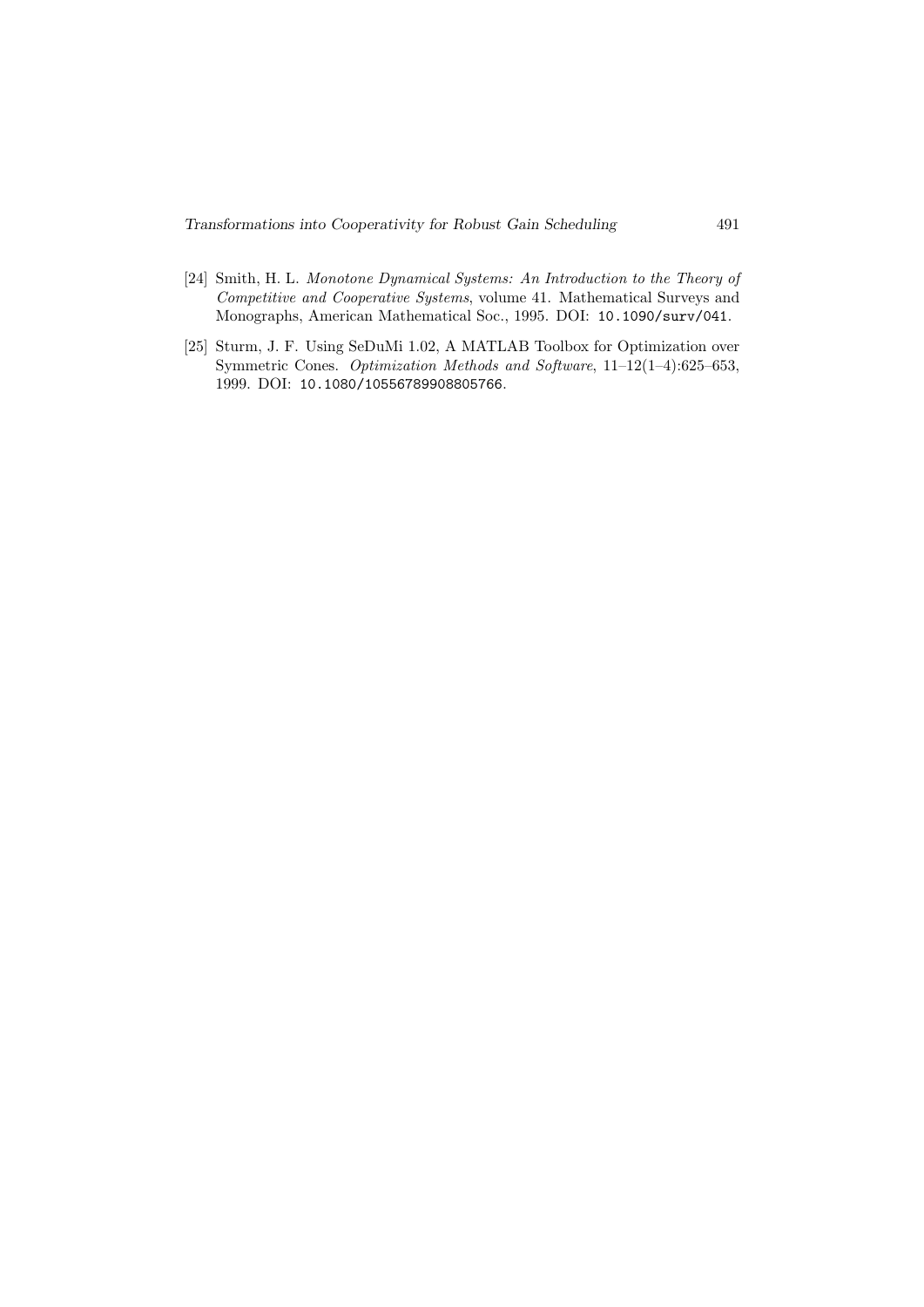[24] Smith, H. L. *Monotone Dynamical Systems: An Introduction to the Theory of Competitive and Cooperative Systems*, volume 41. Mathematical Surveys and Monographs, American Mathematical Soc., 1995. DOI: `10.1090/surv/041`.

[25] Sturm, J. F. Using SeDuMi 1.02, A MATLAB Toolbox for Optimization over Symmetric Cones. *Optimization Methods and Software*, 11–12(1–4):625–653, 1999. DOI: `10.1080/10556789908805766`.